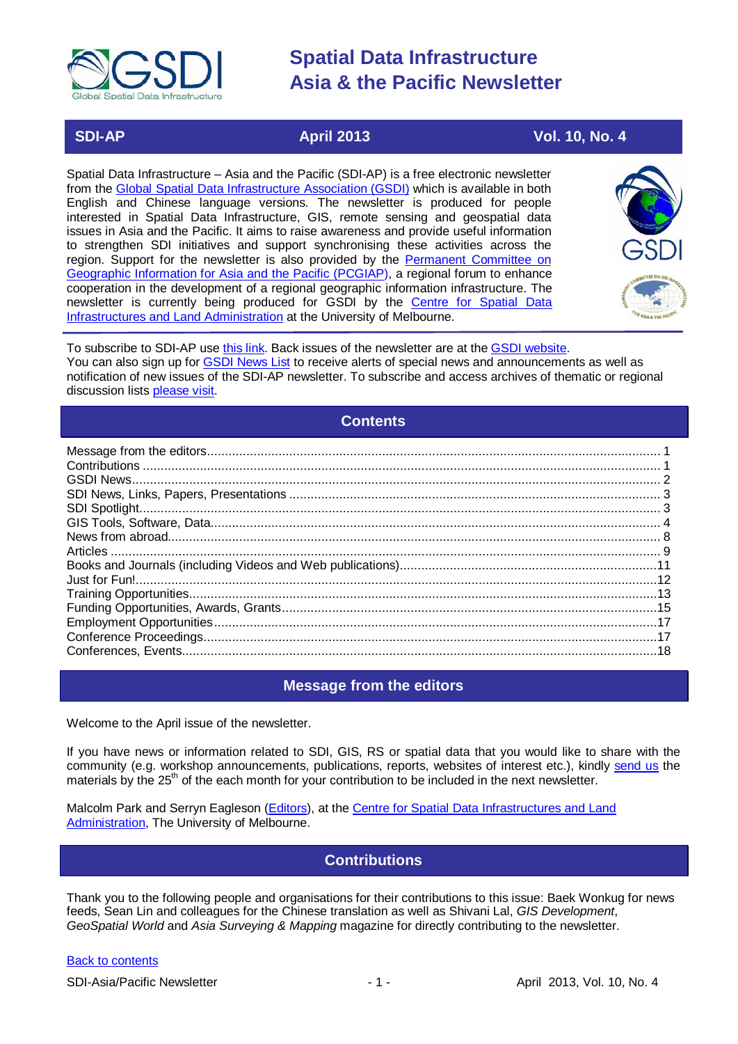# Spatial Data Infrastructure Asia & the Pacific Newsletter

| SDI-AP | April 2013 | Vol. 10, No. 4 |
|---|---|---|

Spatial Data Infrastructure – Asia and the Pacific (SDI-AP) is a free electronic newsletter from the Global Spatial Data Infrastructure Association (GSDI) which is available in both English and Chinese language versions. The newsletter is produced for people interested in Spatial Data Infrastructure, GIS, remote sensing and geospatial data issues in Asia and the Pacific. It aims to raise awareness and provide useful information to strengthen SDI initiatives and support synchronising these activities across the region. Support for the newsletter is also provided by the Permanent Committee on Geographic Information for Asia and the Pacific (PCGIAP), a regional forum to enhance cooperation in the development of a regional geographic information infrastructure. The newsletter is currently being produced for GSDI by the Centre for Spatial Data Infrastructures and Land Administration at the University of Melbourne.

To subscribe to SDI-AP use this link. Back issues of the newsletter are at the GSDI website.
You can also sign up for GSDI News List to receive alerts of special news and announcements as well as notification of new issues of the SDI-AP newsletter. To subscribe and access archives of thematic or regional discussion lists please visit.

## Contents

- Message from the editors ... 1
- Contributions ... 1
- GSDI News ... 2
- SDI News, Links, Papers, Presentations ... 3
- SDI Spotlight ... 3
- GIS Tools, Software, Data ... 4
- News from abroad ... 8
- Articles ... 9
- Books and Journals (including Videos and Web publications) ... 11
- Just for Fun! ... 12
- Training Opportunities ... 13
- Funding Opportunities, Awards, Grants ... 15
- Employment Opportunities ... 17
- Conference Proceedings ... 17
- Conferences, Events ... 18

## Message from the editors

Welcome to the April issue of the newsletter.

If you have news or information related to SDI, GIS, RS or spatial data that you would like to share with the community (e.g. workshop announcements, publications, reports, websites of interest etc.), kindly send us the materials by the 25th of the each month for your contribution to be included in the next newsletter.

Malcolm Park and Serryn Eagleson (Editors), at the Centre for Spatial Data Infrastructures and Land Administration, The University of Melbourne.

## Contributions

Thank you to the following people and organisations for their contributions to this issue: Baek Wonkug for news feeds, Sean Lin and colleagues for the Chinese translation as well as Shivani Lal, *GIS Development*, *GeoSpatial World* and *Asia Surveying & Mapping* magazine for directly contributing to the newsletter.

Back to contents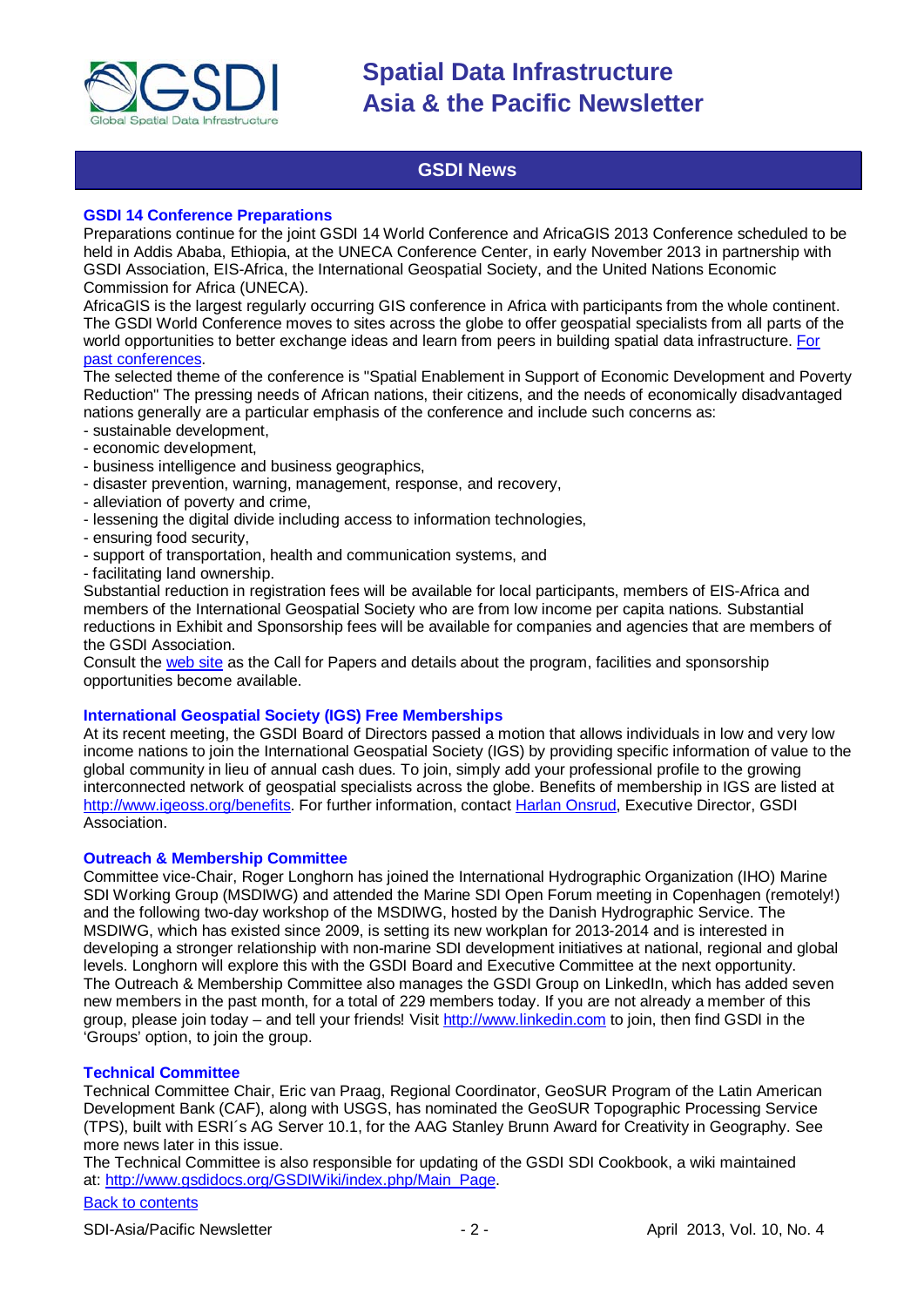## GSDI News

### GSDI 14 Conference Preparations

Preparations continue for the joint GSDI 14 World Conference and AfricaGIS 2013 Conference scheduled to be held in Addis Ababa, Ethiopia, at the UNECA Conference Center, in early November 2013 in partnership with GSDI Association, EIS-Africa, the International Geospatial Society, and the United Nations Economic Commission for Africa (UNECA).

AfricaGIS is the largest regularly occurring GIS conference in Africa with participants from the whole continent. The GSDI World Conference moves to sites across the globe to offer geospatial specialists from all parts of the world opportunities to better exchange ideas and learn from peers in building spatial data infrastructure. [For past conferences](For past conferences).

The selected theme of the conference is "Spatial Enablement in Support of Economic Development and Poverty Reduction" The pressing needs of African nations, their citizens, and the needs of economically disadvantaged nations generally are a particular emphasis of the conference and include such concerns as:

- sustainable development,
- economic development,
- business intelligence and business geographics,
- disaster prevention, warning, management, response, and recovery,
- alleviation of poverty and crime,
- lessening the digital divide including access to information technologies,
- ensuring food security,
- support of transportation, health and communication systems, and
- facilitating land ownership.

Substantial reduction in registration fees will be available for local participants, members of EIS-Africa and members of the International Geospatial Society who are from low income per capita nations. Substantial reductions in Exhibit and Sponsorship fees will be available for companies and agencies that are members of the GSDI Association.

Consult the web site as the Call for Papers and details about the program, facilities and sponsorship opportunities become available.

### International Geospatial Society (IGS) Free Memberships

At its recent meeting, the GSDI Board of Directors passed a motion that allows individuals in low and very low income nations to join the International Geospatial Society (IGS) by providing specific information of value to the global community in lieu of annual cash dues. To join, simply add your professional profile to the growing interconnected network of geospatial specialists across the globe. Benefits of membership in IGS are listed at http://www.igeoss.org/benefits. For further information, contact Harlan Onsrud, Executive Director, GSDI Association.

### Outreach & Membership Committee

Committee vice-Chair, Roger Longhorn has joined the International Hydrographic Organization (IHO) Marine SDI Working Group (MSDIWG) and attended the Marine SDI Open Forum meeting in Copenhagen (remotely!) and the following two-day workshop of the MSDIWG, hosted by the Danish Hydrographic Service. The MSDIWG, which has existed since 2009, is setting its new workplan for 2013-2014 and is interested in developing a stronger relationship with non-marine SDI development initiatives at national, regional and global levels. Longhorn will explore this with the GSDI Board and Executive Committee at the next opportunity.

The Outreach & Membership Committee also manages the GSDI Group on LinkedIn, which has added seven new members in the past month, for a total of 229 members today. If you are not already a member of this group, please join today – and tell your friends! Visit http://www.linkedin.com to join, then find GSDI in the 'Groups' option, to join the group.

### Technical Committee

Technical Committee Chair, Eric van Praag, Regional Coordinator, GeoSUR Program of the Latin American Development Bank (CAF), along with USGS, has nominated the GeoSUR Topographic Processing Service (TPS), built with ESRI´s AG Server 10.1, for the AAG Stanley Brunn Award for Creativity in Geography. See more news later in this issue.

The Technical Committee is also responsible for updating of the GSDI SDI Cookbook, a wiki maintained at: http://www.gsdidocs.org/GSDIWiki/index.php/Main_Page.

Back to contents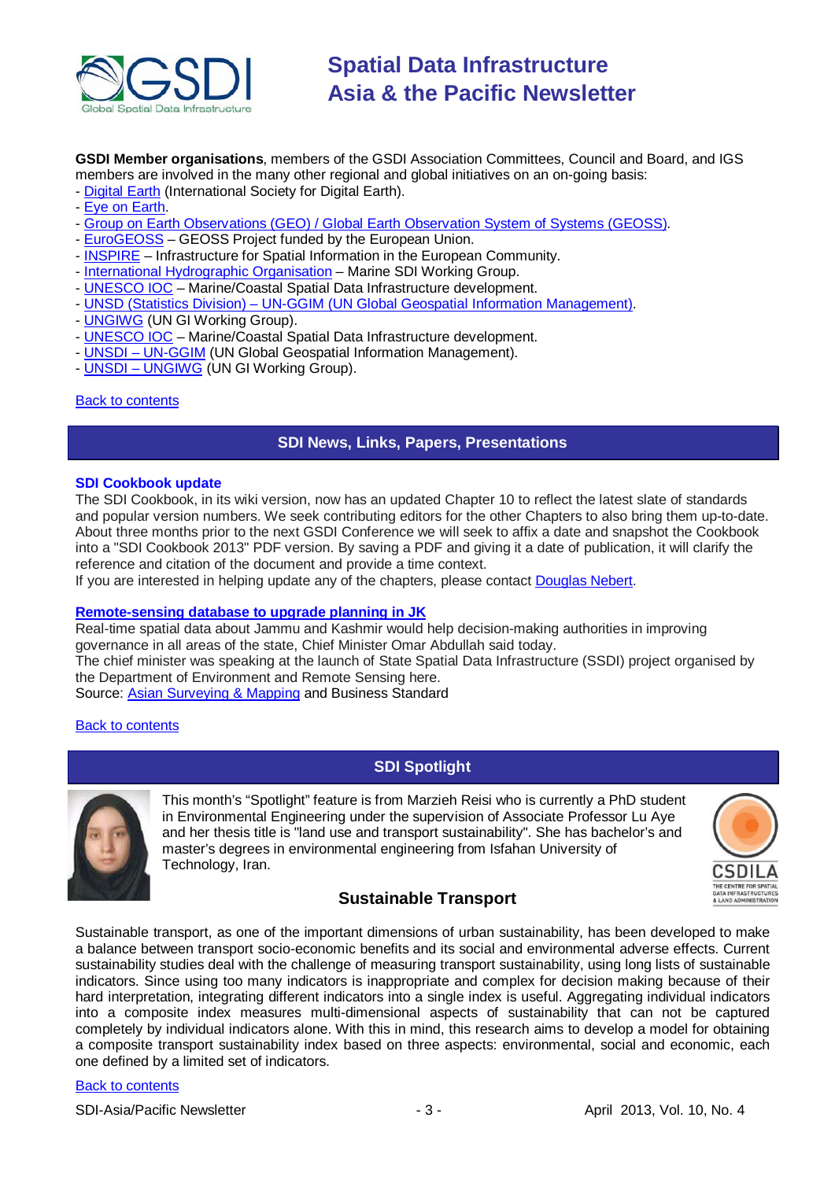**GSDI Member organisations**, members of the GSDI Association Committees, Council and Board, and IGS members are involved in the many other regional and global initiatives on an on-going basis:

- Digital Earth (International Society for Digital Earth).
- Eye on Earth.
- Group on Earth Observations (GEO) / Global Earth Observation System of Systems (GEOSS).
- EuroGEOSS – GEOSS Project funded by the European Union.
- INSPIRE – Infrastructure for Spatial Information in the European Community.
- International Hydrographic Organisation – Marine SDI Working Group.
- UNESCO IOC – Marine/Coastal Spatial Data Infrastructure development.
- UNSD (Statistics Division) – UN-GGIM (UN Global Geospatial Information Management).
- UNGIWG (UN GI Working Group).
- UNESCO IOC – Marine/Coastal Spatial Data Infrastructure development.
- UNSDI – UN-GGIM (UN Global Geospatial Information Management).
- UNSDI – UNGIWG (UN GI Working Group).

Back to contents

## SDI News, Links, Papers, Presentations

### SDI Cookbook update

The SDI Cookbook, in its wiki version, now has an updated Chapter 10 to reflect the latest slate of standards and popular version numbers. We seek contributing editors for the other Chapters to also bring them up-to-date. About three months prior to the next GSDI Conference we will seek to affix a date and snapshot the Cookbook into a "SDI Cookbook 2013" PDF version. By saving a PDF and giving it a date of publication, it will clarify the reference and citation of the document and provide a time context.

If you are interested in helping update any of the chapters, please contact Douglas Nebert.

### Remote-sensing database to upgrade planning in JK

Real-time spatial data about Jammu and Kashmir would help decision-making authorities in improving governance in all areas of the state, Chief Minister Omar Abdullah said today.

The chief minister was speaking at the launch of State Spatial Data Infrastructure (SSDI) project organised by the Department of Environment and Remote Sensing here.

Source: Asian Surveying & Mapping and Business Standard

Back to contents

## SDI Spotlight

This month's "Spotlight" feature is from Marzieh Reisi who is currently a PhD student in Environmental Engineering under the supervision of Associate Professor Lu Aye and her thesis title is "land use and transport sustainability". She has bachelor's and master's degrees in environmental engineering from Isfahan University of Technology, Iran.

### Sustainable Transport

Sustainable transport, as one of the important dimensions of urban sustainability, has been developed to make a balance between transport socio-economic benefits and its social and environmental adverse effects. Current sustainability studies deal with the challenge of measuring transport sustainability, using long lists of sustainable indicators. Since using too many indicators is inappropriate and complex for decision making because of their hard interpretation, integrating different indicators into a single index is useful. Aggregating individual indicators into a composite index measures multi-dimensional aspects of sustainability that can not be captured completely by individual indicators alone. With this in mind, this research aims to develop a model for obtaining a composite transport sustainability index based on three aspects: environmental, social and economic, each one defined by a limited set of indicators.

Back to contents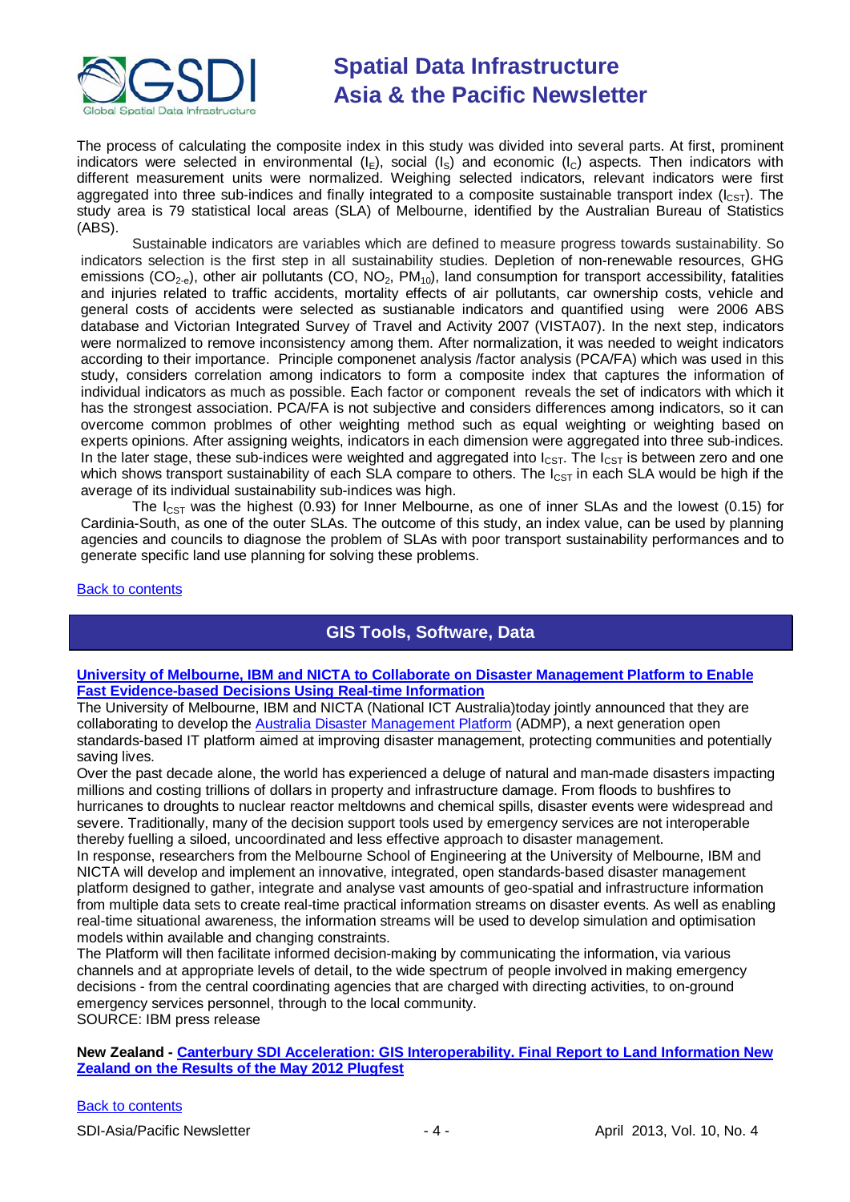The process of calculating the composite index in this study was divided into several parts. At first, prominent indicators were selected in environmental ($I_E$), social ($I_S$) and economic ($I_C$) aspects. Then indicators with different measurement units were normalized. Weighing selected indicators, relevant indicators were first aggregated into three sub-indices and finally integrated to a composite sustainable transport index ($I_{CST}$). The study area is 79 statistical local areas (SLA) of Melbourne, identified by the Australian Bureau of Statistics (ABS).

Sustainable indicators are variables which are defined to measure progress towards sustainability. So indicators selection is the first step in all sustainability studies. Depletion of non-renewable resources, GHG emissions ($CO_{2\text{-}e}$), other air pollutants (CO, $NO_2$, $PM_{10}$), land consumption for transport accessibility, fatalities and injuries related to traffic accidents, mortality effects of air pollutants, car ownership costs, vehicle and general costs of accidents were selected as sustianable indicators and quantified using were 2006 ABS database and Victorian Integrated Survey of Travel and Activity 2007 (VISTA07). In the next step, indicators were normalized to remove inconsistency among them. After normalization, it was needed to weight indicators according to their importance. Principle componenet analysis /factor analysis (PCA/FA) which was used in this study, considers correlation among indicators to form a composite index that captures the information of individual indicators as much as possible. Each factor or component reveals the set of indicators with which it has the strongest association. PCA/FA is not subjective and considers differences among indicators, so it can overcome common problmes of other weighting method such as equal weighting or weighting based on experts opinions. After assigning weights, indicators in each dimension were aggregated into three sub-indices. In the later stage, these sub-indices were weighted and aggregated into $I_{CST}$. The $I_{CST}$ is between zero and one which shows transport sustainability of each SLA compare to others. The $I_{CST}$ in each SLA would be high if the average of its individual sustainability sub-indices was high.

The $I_{CST}$ was the highest (0.93) for Inner Melbourne, as one of inner SLAs and the lowest (0.15) for Cardinia-South, as one of the outer SLAs. The outcome of this study, an index value, can be used by planning agencies and councils to diagnose the problem of SLAs with poor transport sustainability performances and to generate specific land use planning for solving these problems.

Back to contents

## GIS Tools, Software, Data

**University of Melbourne, IBM and NICTA to Collaborate on Disaster Management Platform to Enable Fast Evidence-based Decisions Using Real-time Information**

The University of Melbourne, IBM and NICTA (National ICT Australia)today jointly announced that they are collaborating to develop the Australia Disaster Management Platform (ADMP), a next generation open standards-based IT platform aimed at improving disaster management, protecting communities and potentially saving lives.

Over the past decade alone, the world has experienced a deluge of natural and man-made disasters impacting millions and costing trillions of dollars in property and infrastructure damage. From floods to bushfires to hurricanes to droughts to nuclear reactor meltdowns and chemical spills, disaster events were widespread and severe. Traditionally, many of the decision support tools used by emergency services are not interoperable thereby fuelling a siloed, uncoordinated and less effective approach to disaster management.

In response, researchers from the Melbourne School of Engineering at the University of Melbourne, IBM and NICTA will develop and implement an innovative, integrated, open standards-based disaster management platform designed to gather, integrate and analyse vast amounts of geo-spatial and infrastructure information from multiple data sets to create real-time practical information streams on disaster events. As well as enabling real-time situational awareness, the information streams will be used to develop simulation and optimisation models within available and changing constraints.

The Platform will then facilitate informed decision-making by communicating the information, via various channels and at appropriate levels of detail, to the wide spectrum of people involved in making emergency decisions - from the central coordinating agencies that are charged with directing activities, to on-ground emergency services personnel, through to the local community.

SOURCE: IBM press release

**New Zealand - Canterbury SDI Acceleration: GIS Interoperability. Final Report to Land Information New Zealand on the Results of the May 2012 Plugfest**

Back to contents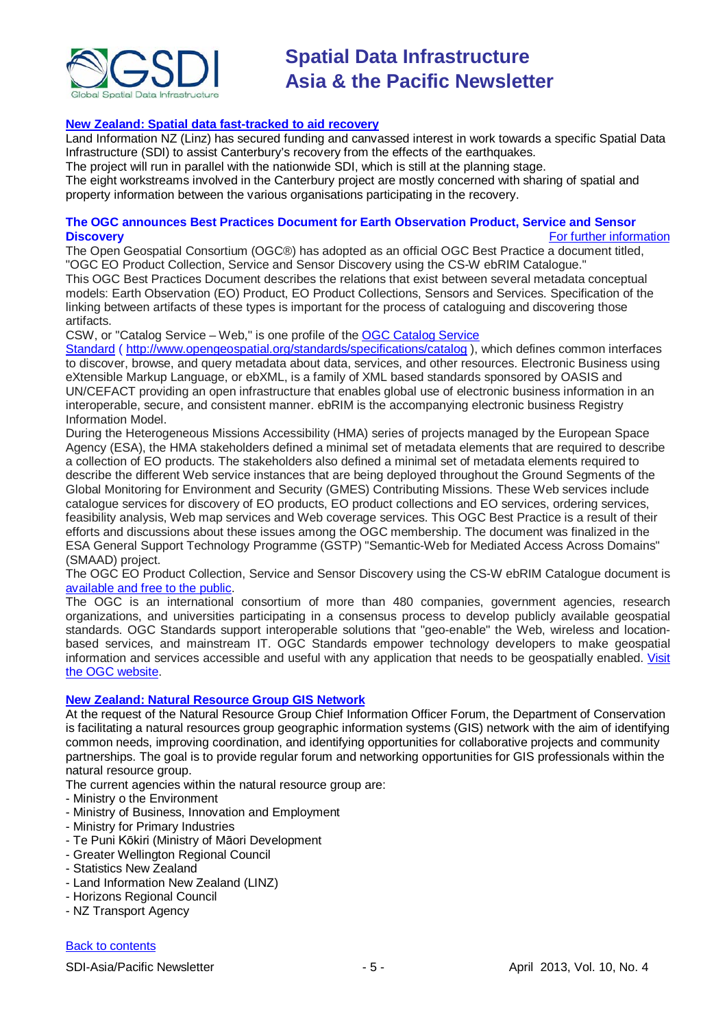### New Zealand: Spatial data fast-tracked to aid recovery

Land Information NZ (Linz) has secured funding and canvassed interest in work towards a specific Spatial Data Infrastructure (SDI) to assist Canterbury's recovery from the effects of the earthquakes.
The project will run in parallel with the nationwide SDI, which is still at the planning stage.
The eight workstreams involved in the Canterbury project are mostly concerned with sharing of spatial and property information between the various organisations participating in the recovery.

### The OGC announces Best Practices Document for Earth Observation Product, Service and Sensor Discovery

For further information

The Open Geospatial Consortium (OGC®) has adopted as an official OGC Best Practice a document titled, "OGC EO Product Collection, Service and Sensor Discovery using the CS-W ebRIM Catalogue."
This OGC Best Practices Document describes the relations that exist between several metadata conceptual models: Earth Observation (EO) Product, EO Product Collections, Sensors and Services. Specification of the linking between artifacts of these types is important for the process of cataloguing and discovering those artifacts.
CSW, or "Catalog Service – Web," is one profile of the OGC Catalog Service Standard ( http://www.opengeospatial.org/standards/specifications/catalog ), which defines common interfaces to discover, browse, and query metadata about data, services, and other resources. Electronic Business using eXtensible Markup Language, or ebXML, is a family of XML based standards sponsored by OASIS and UN/CEFACT providing an open infrastructure that enables global use of electronic business information in an interoperable, secure, and consistent manner. ebRIM is the accompanying electronic business Registry Information Model.
During the Heterogeneous Missions Accessibility (HMA) series of projects managed by the European Space Agency (ESA), the HMA stakeholders defined a minimal set of metadata elements that are required to describe a collection of EO products. The stakeholders also defined a minimal set of metadata elements required to describe the different Web service instances that are being deployed throughout the Ground Segments of the Global Monitoring for Environment and Security (GMES) Contributing Missions. These Web services include catalogue services for discovery of EO products, EO product collections and EO services, ordering services, feasibility analysis, Web map services and Web coverage services. This OGC Best Practice is a result of their efforts and discussions about these issues among the OGC membership. The document was finalized in the ESA General Support Technology Programme (GSTP) "Semantic-Web for Mediated Access Across Domains" (SMAAD) project.
The OGC EO Product Collection, Service and Sensor Discovery using the CS-W ebRIM Catalogue document is available and free to the public.
The OGC is an international consortium of more than 480 companies, government agencies, research organizations, and universities participating in a consensus process to develop publicly available geospatial standards. OGC Standards support interoperable solutions that "geo-enable" the Web, wireless and location-based services, and mainstream IT. OGC Standards empower technology developers to make geospatial information and services accessible and useful with any application that needs to be geospatially enabled. Visit the OGC website.

### New Zealand: Natural Resource Group GIS Network

At the request of the Natural Resource Group Chief Information Officer Forum, the Department of Conservation is facilitating a natural resources group geographic information systems (GIS) network with the aim of identifying common needs, improving coordination, and identifying opportunities for collaborative projects and community partnerships. The goal is to provide regular forum and networking opportunities for GIS professionals within the natural resource group.
The current agencies within the natural resource group are:

- Ministry o the Environment
- Ministry of Business, Innovation and Employment
- Ministry for Primary Industries
- Te Puni Kōkiri (Ministry of Māori Development
- Greater Wellington Regional Council
- Statistics New Zealand
- Land Information New Zealand (LINZ)
- Horizons Regional Council
- NZ Transport Agency

Back to contents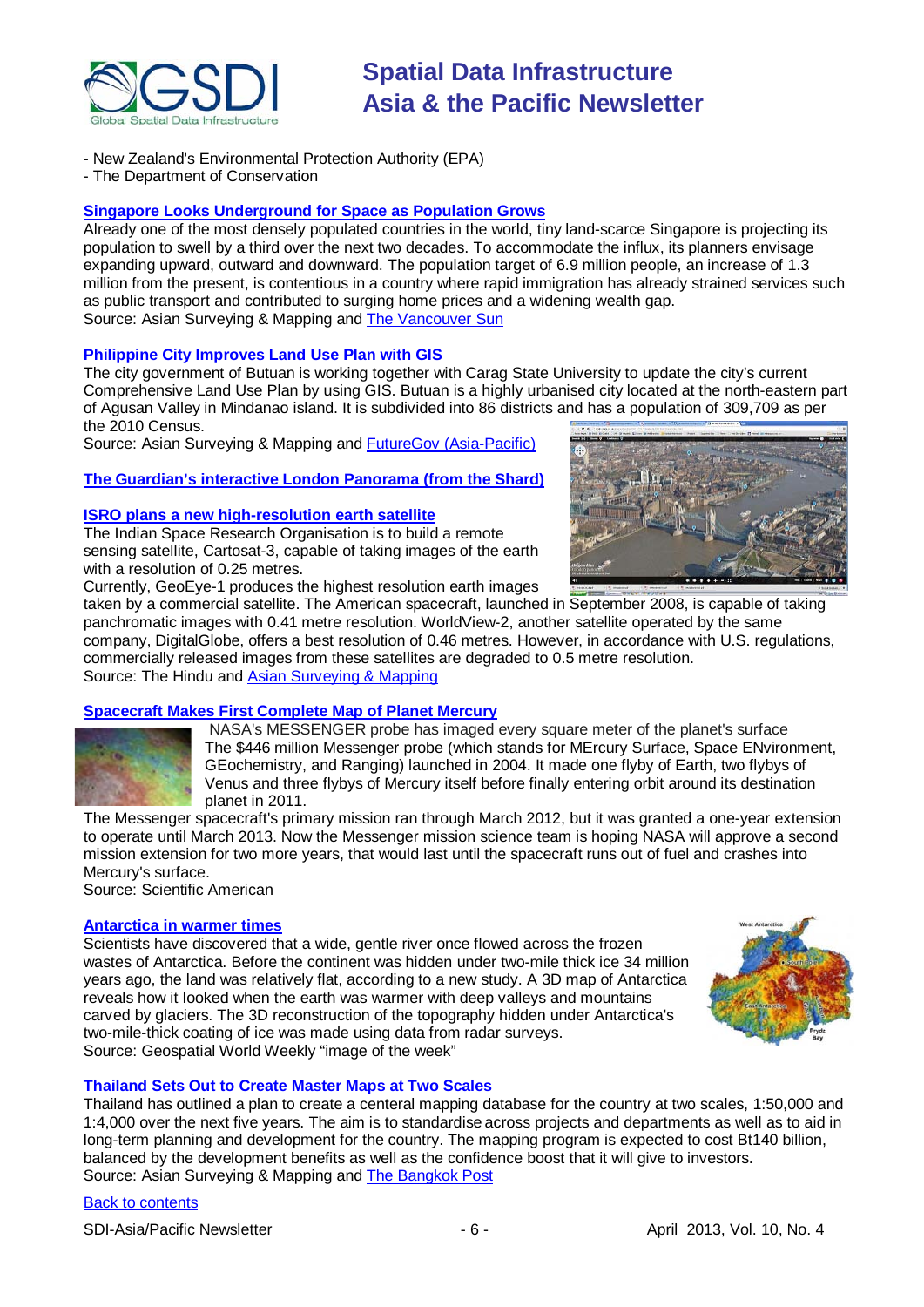- New Zealand's Environmental Protection Authority (EPA)
- The Department of Conservation

### Singapore Looks Underground for Space as Population Grows

Already one of the most densely populated countries in the world, tiny land-scarce Singapore is projecting its population to swell by a third over the next two decades. To accommodate the influx, its planners envisage expanding upward, outward and downward. The population target of 6.9 million people, an increase of 1.3 million from the present, is contentious in a country where rapid immigration has already strained services such as public transport and contributed to surging home prices and a widening wealth gap.
Source: Asian Surveying & Mapping and The Vancouver Sun

### Philippine City Improves Land Use Plan with GIS

The city government of Butuan is working together with Carag State University to update the city's current Comprehensive Land Use Plan by using GIS. Butuan is a highly urbanised city located at the north-eastern part of Agusan Valley in Mindanao island. It is subdivided into 86 districts and has a population of 309,709 as per the 2010 Census.
Source: Asian Surveying & Mapping and FutureGov (Asia-Pacific)

### The Guardian's interactive London Panorama (from the Shard)

### ISRO plans a new high-resolution earth satellite

The Indian Space Research Organisation is to build a remote sensing satellite, Cartosat-3, capable of taking images of the earth with a resolution of 0.25 metres.
Currently, GeoEye-1 produces the highest resolution earth images taken by a commercial satellite. The American spacecraft, launched in September 2008, is capable of taking panchromatic images with 0.41 metre resolution. WorldView-2, another satellite operated by the same company, DigitalGlobe, offers a best resolution of 0.46 metres. However, in accordance with U.S. regulations, commercially released images from these satellites are degraded to 0.5 metre resolution.
Source: The Hindu and Asian Surveying & Mapping

### Spacecraft Makes First Complete Map of Planet Mercury

NASA's MESSENGER probe has imaged every square meter of the planet's surface
The $446 million Messenger probe (which stands for MErcury Surface, Space ENvironment, GEochemistry, and Ranging) launched in 2004. It made one flyby of Earth, two flybys of Venus and three flybys of Mercury itself before finally entering orbit around its destination planet in 2011.
The Messenger spacecraft's primary mission ran through March 2012, but it was granted a one-year extension to operate until March 2013. Now the Messenger mission science team is hoping NASA will approve a second mission extension for two more years, that would last until the spacecraft runs out of fuel and crashes into Mercury's surface.
Source: Scientific American

### Antarctica in warmer times

Scientists have discovered that a wide, gentle river once flowed across the frozen wastes of Antarctica. Before the continent was hidden under two-mile thick ice 34 million years ago, the land was relatively flat, according to a new study. A 3D map of Antarctica reveals how it looked when the earth was warmer with deep valleys and mountains carved by glaciers. The 3D reconstruction of the topography hidden under Antarctica's two-mile-thick coating of ice was made using data from radar surveys.
Source: Geospatial World Weekly "image of the week"

### Thailand Sets Out to Create Master Maps at Two Scales

Thailand has outlined a plan to create a centeral mapping database for the country at two scales, 1:50,000 and 1:4,000 over the next five years. The aim is to standardise across projects and departments as well as to aid in long-term planning and development for the country. The mapping program is expected to cost Bt140 billion, balanced by the development benefits as well as the confidence boost that it will give to investors.
Source: Asian Surveying & Mapping and The Bangkok Post

Back to contents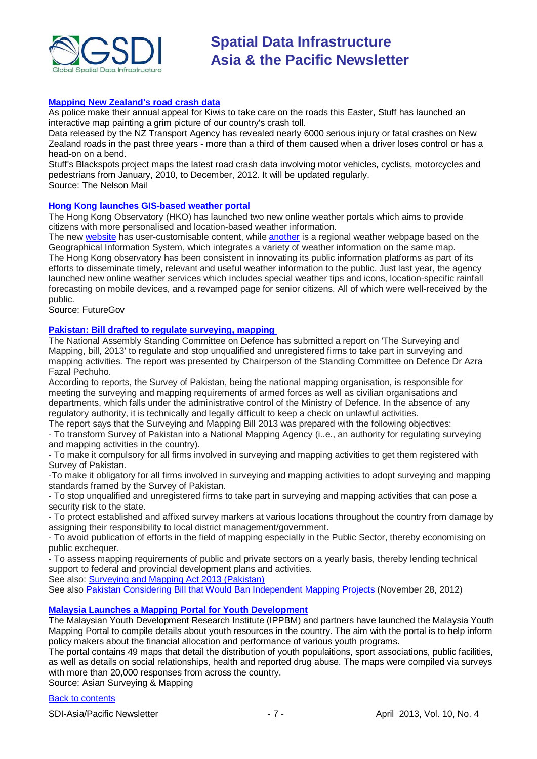### [Mapping New Zealand's road crash data]

As police make their annual appeal for Kiwis to take care on the roads this Easter, Stuff has launched an interactive map painting a grim picture of our country's crash toll.

Data released by the NZ Transport Agency has revealed nearly 6000 serious injury or fatal crashes on New Zealand roads in the past three years - more than a third of them caused when a driver loses control or has a head-on on a bend.

Stuff's Blackspots project maps the latest road crash data involving motor vehicles, cyclists, motorcycles and pedestrians from January, 2010, to December, 2012. It will be updated regularly.

Source: The Nelson Mail

### [Hong Kong launches GIS-based weather portal]

The Hong Kong Observatory (HKO) has launched two new online weather portals which aims to provide citizens with more personalised and location-based weather information.

The new [website] has user-customisable content, while [another] is a regional weather webpage based on the Geographical Information System, which integrates a variety of weather information on the same map.

The Hong Kong observatory has been consistent in innovating its public information platforms as part of its efforts to disseminate timely, relevant and useful weather information to the public. Just last year, the agency launched new online weather services which includes special weather tips and icons, location-specific rainfall forecasting on mobile devices, and a revamped page for senior citizens. All of which were well-received by the public.

Source: FutureGov

### [Pakistan: Bill drafted to regulate surveying, mapping]

The National Assembly Standing Committee on Defence has submitted a report on 'The Surveying and Mapping, bill, 2013' to regulate and stop unqualified and unregistered firms to take part in surveying and mapping activities. The report was presented by Chairperson of the Standing Committee on Defence Dr Azra Fazal Pechuho.

According to reports, the Survey of Pakistan, being the national mapping organisation, is responsible for meeting the surveying and mapping requirements of armed forces as well as civilian organisations and departments, which falls under the administrative control of the Ministry of Defence. In the absence of any regulatory authority, it is technically and legally difficult to keep a check on unlawful activities.

The report says that the Surveying and Mapping Bill 2013 was prepared with the following objectives:

- To transform Survey of Pakistan into a National Mapping Agency (i..e., an authority for regulating surveying and mapping activities in the country).
- To make it compulsory for all firms involved in surveying and mapping activities to get them registered with Survey of Pakistan.
- To make it obligatory for all firms involved in surveying and mapping activities to adopt surveying and mapping standards framed by the Survey of Pakistan.
- To stop unqualified and unregistered firms to take part in surveying and mapping activities that can pose a security risk to the state.
- To protect established and affixed survey markers at various locations throughout the country from damage by assigning their responsibility to local district management/government.
- To avoid publication of efforts in the field of mapping especially in the Public Sector, thereby economising on public exchequer.
- To assess mapping requirements of public and private sectors on a yearly basis, thereby lending technical support to federal and provincial development plans and activities.

See also: [Surveying and Mapping Act 2013 (Pakistan)]

See also [Pakistan Considering Bill that Would Ban Independent Mapping Projects] (November 28, 2012)

### [Malaysia Launches a Mapping Portal for Youth Development]

The Malaysian Youth Development Research Institute (IPPBM) and partners have launched the Malaysia Youth Mapping Portal to compile details about youth resources in the country. The aim with the portal is to help inform policy makers about the financial allocation and performance of various youth programs.

The portal contains 49 maps that detail the distribution of youth populaitions, sport associations, public facilities, as well as details on social relationships, health and reported drug abuse. The maps were compiled via surveys with more than 20,000 responses from across the country.

Source: Asian Surveying & Mapping

[Back to contents]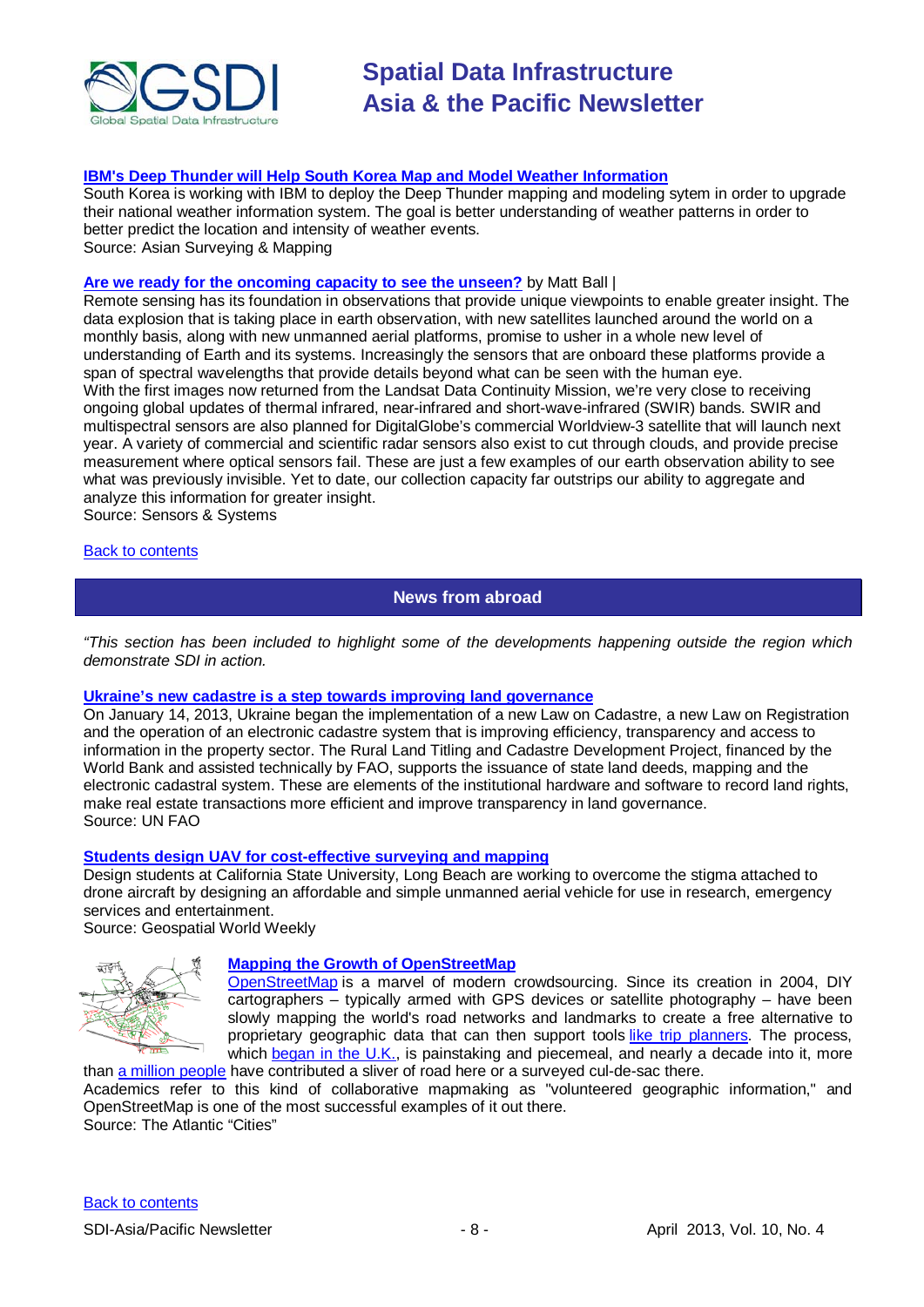**IBM's Deep Thunder will Help South Korea Map and Model Weather Information**

South Korea is working with IBM to deploy the Deep Thunder mapping and modeling sytem in order to upgrade their national weather information system. The goal is better understanding of weather patterns in order to better predict the location and intensity of weather events.
Source: Asian Surveying & Mapping

**Are we ready for the oncoming capacity to see the unseen?** by Matt Ball |

Remote sensing has its foundation in observations that provide unique viewpoints to enable greater insight. The data explosion that is taking place in earth observation, with new satellites launched around the world on a monthly basis, along with new unmanned aerial platforms, promise to usher in a whole new level of understanding of Earth and its systems. Increasingly the sensors that are onboard these platforms provide a span of spectral wavelengths that provide details beyond what can be seen with the human eye.
With the first images now returned from the Landsat Data Continuity Mission, we're very close to receiving ongoing global updates of thermal infrared, near-infrared and short-wave-infrared (SWIR) bands. SWIR and multispectral sensors are also planned for DigitalGlobe's commercial Worldview-3 satellite that will launch next year. A variety of commercial and scientific radar sensors also exist to cut through clouds, and provide precise measurement where optical sensors fail. These are just a few examples of our earth observation ability to see what was previously invisible. Yet to date, our collection capacity far outstrips our ability to aggregate and analyze this information for greater insight.
Source: Sensors & Systems

Back to contents

## News from abroad

*"This section has been included to highlight some of the developments happening outside the region which demonstrate SDI in action.*

**Ukraine's new cadastre is a step towards improving land governance**

On January 14, 2013, Ukraine began the implementation of a new Law on Cadastre, a new Law on Registration and the operation of an electronic cadastre system that is improving efficiency, transparency and access to information in the property sector. The Rural Land Titling and Cadastre Development Project, financed by the World Bank and assisted technically by FAO, supports the issuance of state land deeds, mapping and the electronic cadastral system. These are elements of the institutional hardware and software to record land rights, make real estate transactions more efficient and improve transparency in land governance.
Source: UN FAO

**Students design UAV for cost-effective surveying and mapping**

Design students at California State University, Long Beach are working to overcome the stigma attached to drone aircraft by designing an affordable and simple unmanned aerial vehicle for use in research, emergency services and entertainment.
Source: Geospatial World Weekly

**Mapping the Growth of OpenStreetMap**

OpenStreetMap is a marvel of modern crowdsourcing. Since its creation in 2004, DIY cartographers – typically armed with GPS devices or satellite photography – have been slowly mapping the world's road networks and landmarks to create a free alternative to proprietary geographic data that can then support tools like trip planners. The process, which began in the U.K., is painstaking and piecemeal, and nearly a decade into it, more than a million people have contributed a sliver of road here or a surveyed cul-de-sac there.
Academics refer to this kind of collaborative mapmaking as "volunteered geographic information," and OpenStreetMap is one of the most successful examples of it out there.
Source: The Atlantic "Cities"

Back to contents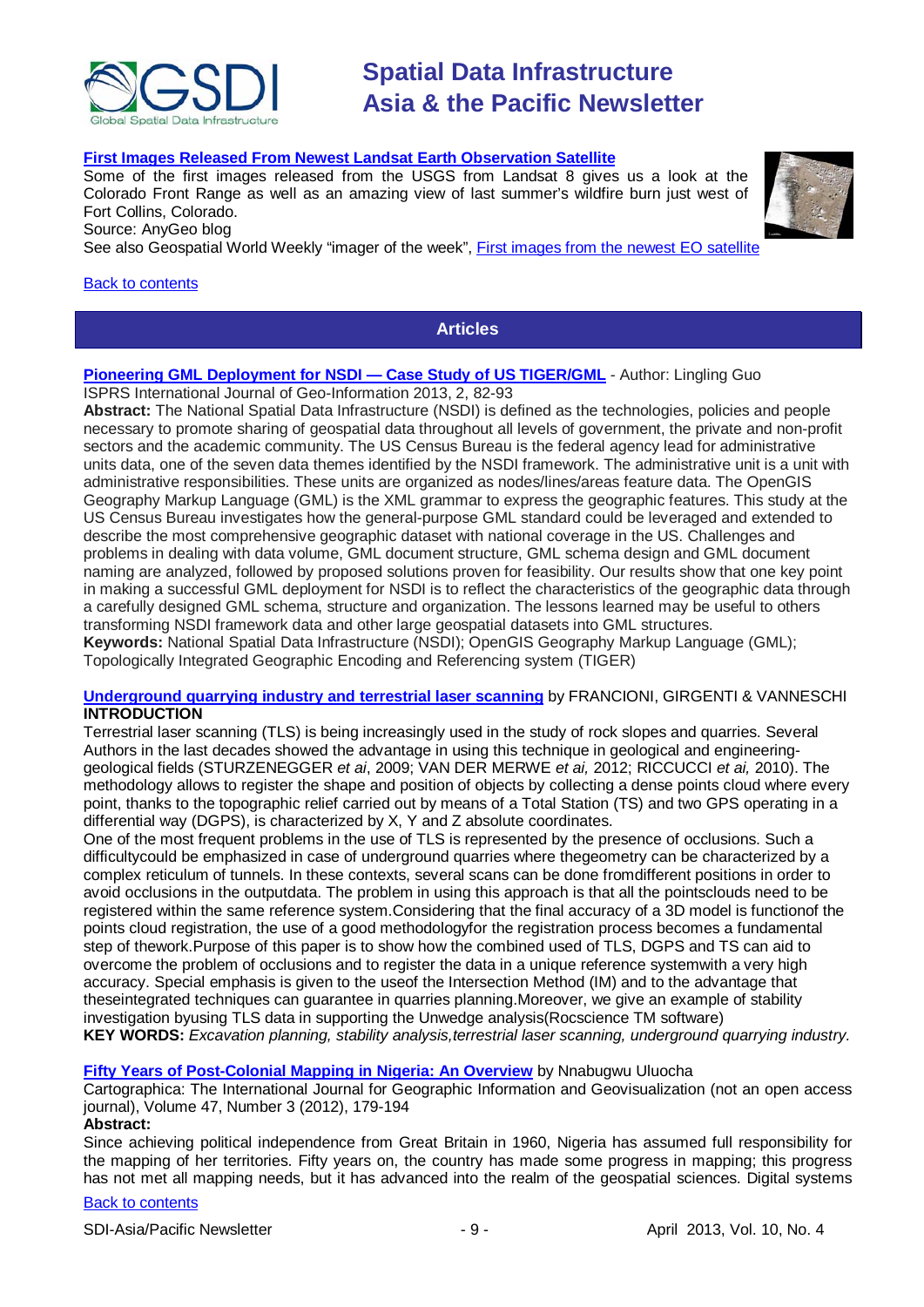**[First Images Released From Newest Landsat Earth Observation Satellite](#)**

Some of the first images released from the USGS from Landsat 8 gives us a look at the Colorado Front Range as well as an amazing view of last summer's wildfire burn just west of Fort Collins, Colorado.

Source: AnyGeo blog

See also Geospatial World Weekly "imager of the week", [First images from the newest EO satellite](#)

[Back to contents](#)

## Articles

**[Pioneering GML Deployment for NSDI — Case Study of US TIGER/GML](#)** - Author: Lingling Guo

ISPRS International Journal of Geo-Information 2013, 2, 82-93

**Abstract:** The National Spatial Data Infrastructure (NSDI) is defined as the technologies, policies and people necessary to promote sharing of geospatial data throughout all levels of government, the private and non-profit sectors and the academic community. The US Census Bureau is the federal agency lead for administrative units data, one of the seven data themes identified by the NSDI framework. The administrative unit is a unit with administrative responsibilities. These units are organized as nodes/lines/areas feature data. The OpenGIS Geography Markup Language (GML) is the XML grammar to express the geographic features. This study at the US Census Bureau investigates how the general-purpose GML standard could be leveraged and extended to describe the most comprehensive geographic dataset with national coverage in the US. Challenges and problems in dealing with data volume, GML document structure, GML schema design and GML document naming are analyzed, followed by proposed solutions proven for feasibility. Our results show that one key point in making a successful GML deployment for NSDI is to reflect the characteristics of the geographic data through a carefully designed GML schema, structure and organization. The lessons learned may be useful to others transforming NSDI framework data and other large geospatial datasets into GML structures.

**Keywords:** National Spatial Data Infrastructure (NSDI); OpenGIS Geography Markup Language (GML); Topologically Integrated Geographic Encoding and Referencing system (TIGER)

**[Underground quarrying industry and terrestrial laser scanning](#)** by FRANCIONI, GIRGENTI & VANNESCHI

**INTRODUCTION**

Terrestrial laser scanning (TLS) is being increasingly used in the study of rock slopes and quarries. Several Authors in the last decades showed the advantage in using this technique in geological and engineering-geological fields (STURZENEGGER *et ai*, 2009; VAN DER MERWE *et ai,* 2012; RICCUCCI *et ai,* 2010). The methodology allows to register the shape and position of objects by collecting a dense points cloud where every point, thanks to the topographic relief carried out by means of a Total Station (TS) and two GPS operating in a differential way (DGPS), is characterized by X, Y and Z absolute coordinates.

One of the most frequent problems in the use of TLS is represented by the presence of occlusions. Such a difficultycould be emphasized in case of underground quarries where thegeometry can be characterized by a complex reticulum of tunnels. In these contexts, several scans can be done fromdifferent positions in order to avoid occlusions in the outputdata. The problem in using this approach is that all the pointsclouds need to be registered within the same reference system.Considering that the final accuracy of a 3D model is functionof the points cloud registration, the use of a good methodologyfor the registration process becomes a fundamental step of thework.Purpose of this paper is to show how the combined used of TLS, DGPS and TS can aid to overcome the problem of occlusions and to register the data in a unique reference systemwith a very high accuracy. Special emphasis is given to the useof the Intersection Method (IM) and to the advantage that theseintegrated techniques can guarantee in quarries planning.Moreover, we give an example of stability investigation byusing TLS data in supporting the Unwedge analysis(Rocscience TM software)

**KEY WORDS:** *Excavation planning, stability analysis,terrestrial laser scanning, underground quarrying industry.*

**[Fifty Years of Post-Colonial Mapping in Nigeria: An Overview](#)** by Nnabugwu Uluocha

Cartographica: The International Journal for Geographic Information and Geovisualization (not an open access journal), Volume 47, Number 3 (2012), 179-194

**Abstract:**

Since achieving political independence from Great Britain in 1960, Nigeria has assumed full responsibility for the mapping of her territories. Fifty years on, the country has made some progress in mapping; this progress has not met all mapping needs, but it has advanced into the realm of the geospatial sciences. Digital systems

[Back to contents](#)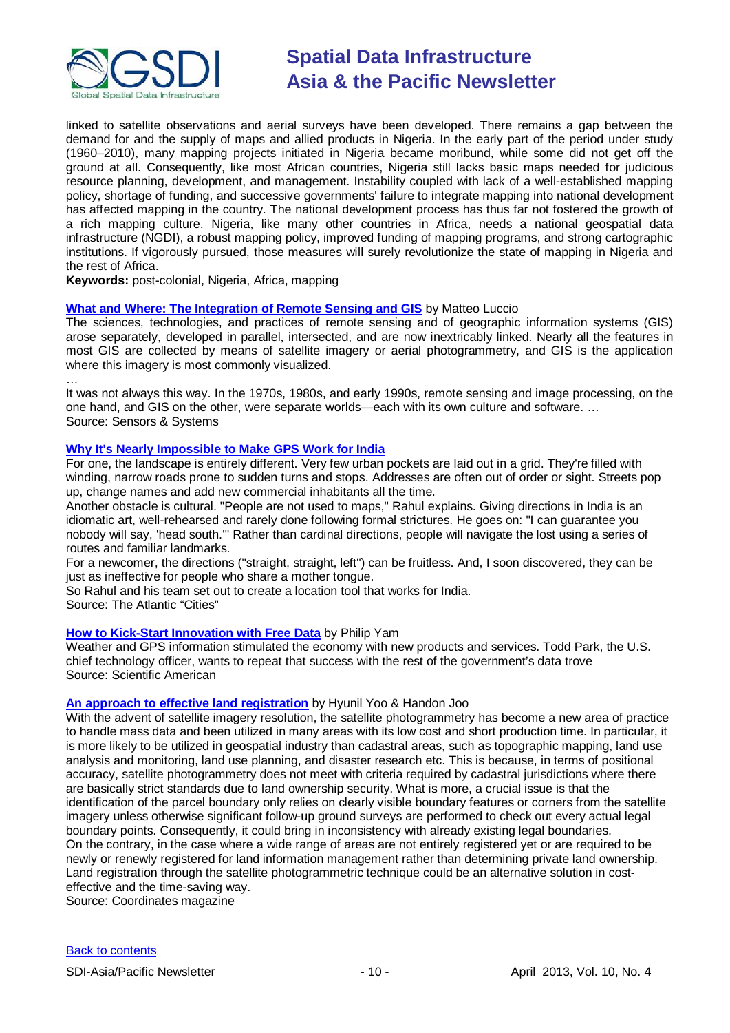linked to satellite observations and aerial surveys have been developed. There remains a gap between the demand for and the supply of maps and allied products in Nigeria. In the early part of the period under study (1960–2010), many mapping projects initiated in Nigeria became moribund, while some did not get off the ground at all. Consequently, like most African countries, Nigeria still lacks basic maps needed for judicious resource planning, development, and management. Instability coupled with lack of a well-established mapping policy, shortage of funding, and successive governments' failure to integrate mapping into national development has affected mapping in the country. The national development process has thus far not fostered the growth of a rich mapping culture. Nigeria, like many other countries in Africa, needs a national geospatial data infrastructure (NGDI), a robust mapping policy, improved funding of mapping programs, and strong cartographic institutions. If vigorously pursued, those measures will surely revolutionize the state of mapping in Nigeria and the rest of Africa.

**Keywords:** post-colonial, Nigeria, Africa, mapping

**What and Where: The Integration of Remote Sensing and GIS** by Matteo Luccio

The sciences, technologies, and practices of remote sensing and of geographic information systems (GIS) arose separately, developed in parallel, intersected, and are now inextricably linked. Nearly all the features in most GIS are collected by means of satellite imagery or aerial photogrammetry, and GIS is the application where this imagery is most commonly visualized.

…

It was not always this way. In the 1970s, 1980s, and early 1990s, remote sensing and image processing, on the one hand, and GIS on the other, were separate worlds—each with its own culture and software. …

Source: Sensors & Systems

**Why It's Nearly Impossible to Make GPS Work for India**

For one, the landscape is entirely different. Very few urban pockets are laid out in a grid. They're filled with winding, narrow roads prone to sudden turns and stops. Addresses are often out of order or sight. Streets pop up, change names and add new commercial inhabitants all the time.

Another obstacle is cultural. "People are not used to maps," Rahul explains. Giving directions in India is an idiomatic art, well-rehearsed and rarely done following formal strictures. He goes on: "I can guarantee you nobody will say, 'head south.'" Rather than cardinal directions, people will navigate the lost using a series of routes and familiar landmarks.

For a newcomer, the directions ("straight, straight, left") can be fruitless. And, I soon discovered, they can be just as ineffective for people who share a mother tongue.

So Rahul and his team set out to create a location tool that works for India.

Source: The Atlantic "Cities"

**How to Kick-Start Innovation with Free Data** by Philip Yam

Weather and GPS information stimulated the economy with new products and services. Todd Park, the U.S. chief technology officer, wants to repeat that success with the rest of the government's data trove

Source: Scientific American

**An approach to effective land registration** by Hyunil Yoo & Handon Joo

With the advent of satellite imagery resolution, the satellite photogrammetry has become a new area of practice to handle mass data and been utilized in many areas with its low cost and short production time. In particular, it is more likely to be utilized in geospatial industry than cadastral areas, such as topographic mapping, land use analysis and monitoring, land use planning, and disaster research etc. This is because, in terms of positional accuracy, satellite photogrammetry does not meet with criteria required by cadastral jurisdictions where there are basically strict standards due to land ownership security. What is more, a crucial issue is that the identification of the parcel boundary only relies on clearly visible boundary features or corners from the satellite imagery unless otherwise significant follow-up ground surveys are performed to check out every actual legal boundary points. Consequently, it could bring in inconsistency with already existing legal boundaries.

On the contrary, in the case where a wide range of areas are not entirely registered yet or are required to be newly or renewly registered for land information management rather than determining private land ownership. Land registration through the satellite photogrammetric technique could be an alternative solution in cost-effective and the time-saving way.

Source: Coordinates magazine

Back to contents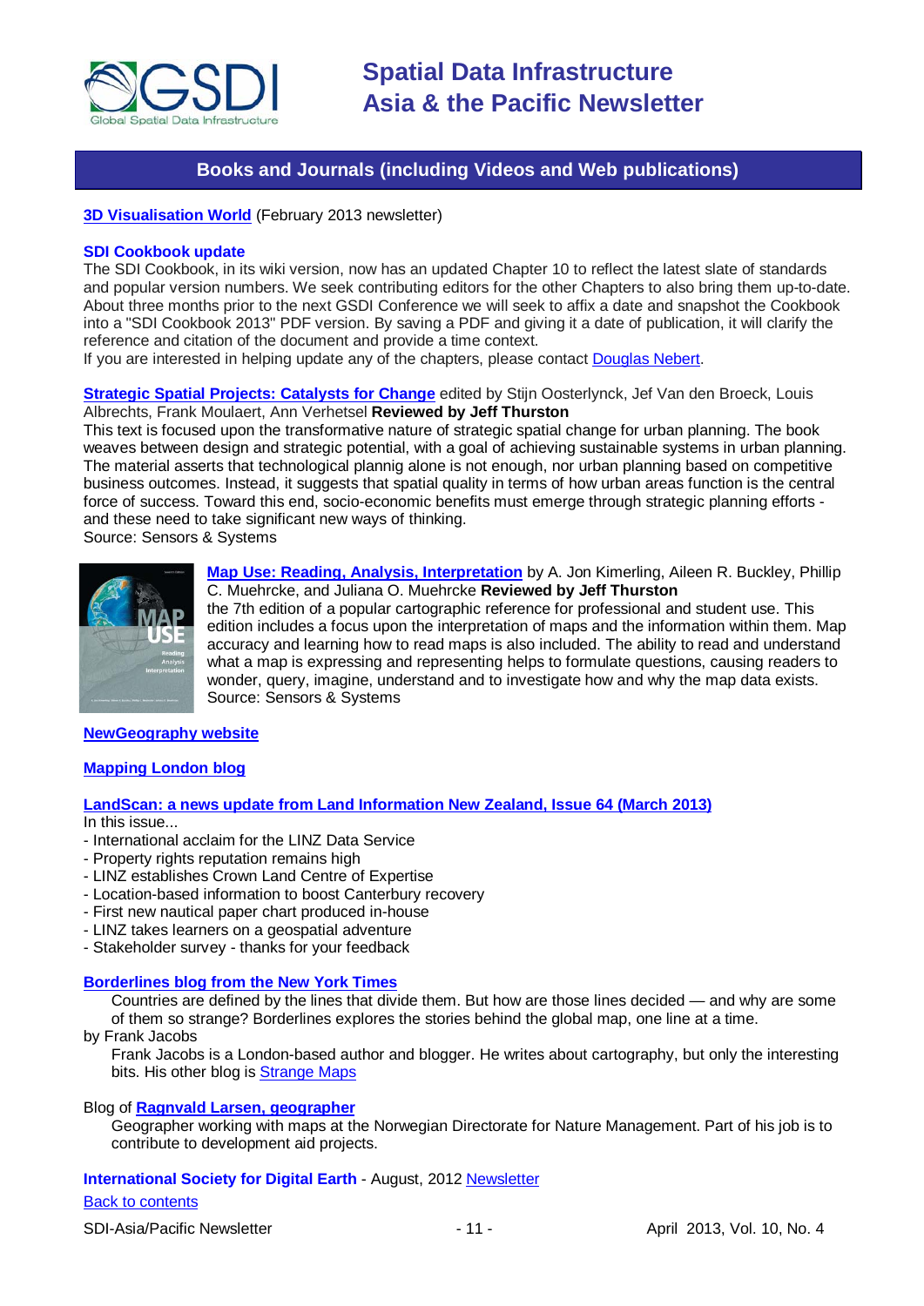## Books and Journals (including Videos and Web publications)

**3D Visualisation World** (February 2013 newsletter)

**SDI Cookbook update**

The SDI Cookbook, in its wiki version, now has an updated Chapter 10 to reflect the latest slate of standards and popular version numbers. We seek contributing editors for the other Chapters to also bring them up-to-date. About three months prior to the next GSDI Conference we will seek to affix a date and snapshot the Cookbook into a "SDI Cookbook 2013" PDF version. By saving a PDF and giving it a date of publication, it will clarify the reference and citation of the document and provide a time context.

If you are interested in helping update any of the chapters, please contact Douglas Nebert.

**Strategic Spatial Projects: Catalysts for Change** edited by Stijn Oosterlynck, Jef Van den Broeck, Louis Albrechts, Frank Moulaert, Ann Verhetsel **Reviewed by Jeff Thurston**

This text is focused upon the transformative nature of strategic spatial change for urban planning. The book weaves between design and strategic potential, with a goal of achieving sustainable systems in urban planning. The material asserts that technological plannig alone is not enough, nor urban planning based on competitive business outcomes. Instead, it suggests that spatial quality in terms of how urban areas function is the central force of success. Toward this end, socio-economic benefits must emerge through strategic planning efforts - and these need to take significant new ways of thinking.

Source: Sensors & Systems

**Map Use: Reading, Analysis, Interpretation** by A. Jon Kimerling, Aileen R. Buckley, Phillip C. Muehrcke, and Juliana O. Muehrcke **Reviewed by Jeff Thurston**

the 7th edition of a popular cartographic reference for professional and student use. This edition includes a focus upon the interpretation of maps and the information within them. Map accuracy and learning how to read maps is also included. The ability to read and understand what a map is expressing and representing helps to formulate questions, causing readers to wonder, query, imagine, understand and to investigate how and why the map data exists.

Source: Sensors & Systems

**NewGeography website**

**Mapping London blog**

**LandScan: a news update from Land Information New Zealand, Issue 64 (March 2013)**

In this issue...

- International acclaim for the LINZ Data Service
- Property rights reputation remains high
- LINZ establishes Crown Land Centre of Expertise
- Location-based information to boost Canterbury recovery
- First new nautical paper chart produced in-house
- LINZ takes learners on a geospatial adventure
- Stakeholder survey - thanks for your feedback

**Borderlines blog from the New York Times**

Countries are defined by the lines that divide them. But how are those lines decided — and why are some of them so strange? Borderlines explores the stories behind the global map, one line at a time.

by Frank Jacobs

Frank Jacobs is a London-based author and blogger. He writes about cartography, but only the interesting bits. His other blog is Strange Maps

Blog of **Ragnvald Larsen, geographer**

Geographer working with maps at the Norwegian Directorate for Nature Management. Part of his job is to contribute to development aid projects.

**International Society for Digital Earth** - August, 2012 Newsletter

Back to contents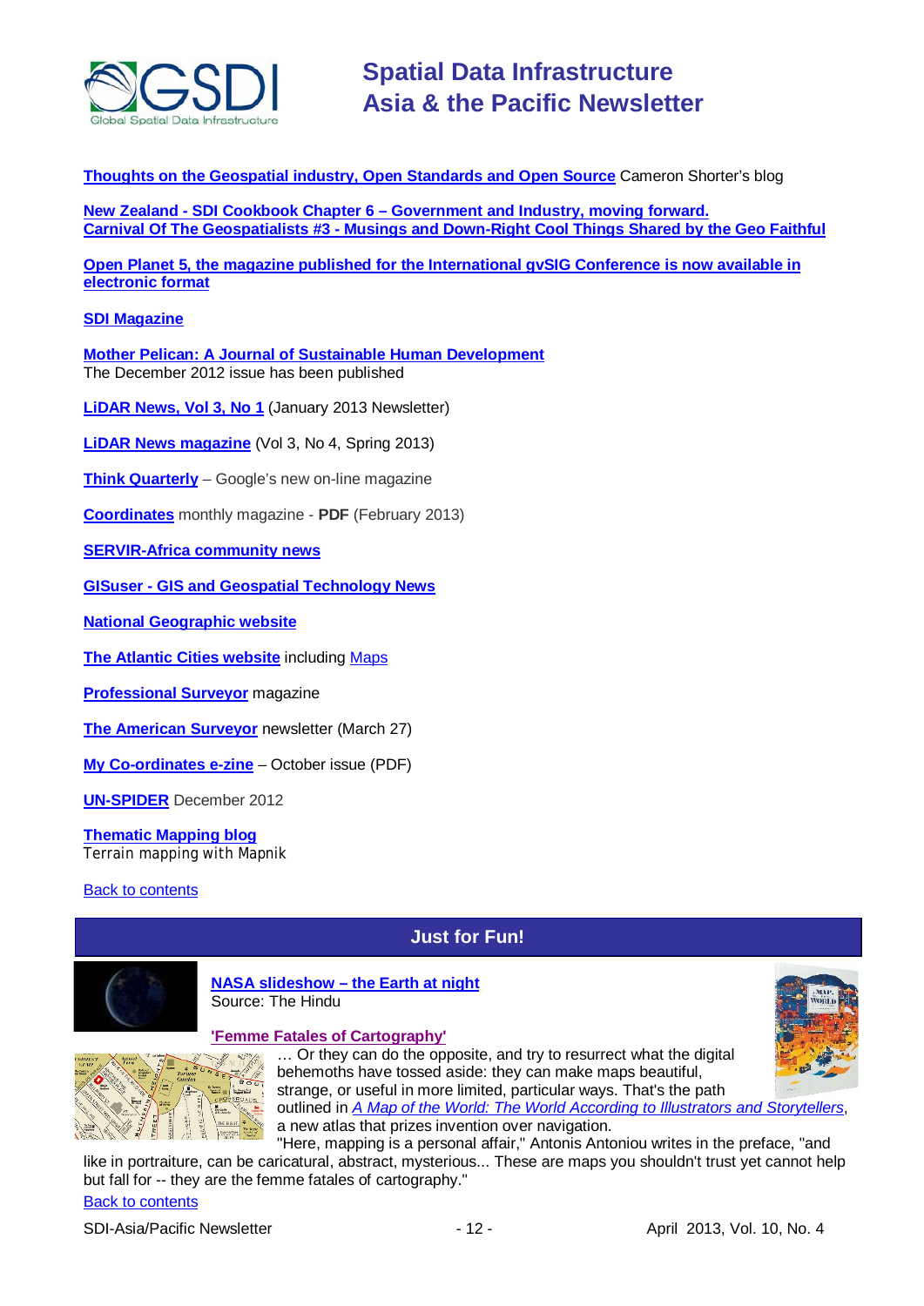**Thoughts on the Geospatial industry, Open Standards and Open Source** Cameron Shorter's blog

**New Zealand - SDI Cookbook Chapter 6 – Government and Industry, moving forward.**
**Carnival Of The Geospatialists #3 - Musings and Down-Right Cool Things Shared by the Geo Faithful**

**Open Planet 5, the magazine published for the International gvSIG Conference is now available in electronic format**

**SDI Magazine**

**Mother Pelican: A Journal of Sustainable Human Development**
The December 2012 issue has been published

**LiDAR News, Vol 3, No 1** (January 2013 Newsletter)

**LiDAR News magazine** (Vol 3, No 4, Spring 2013)

**Think Quarterly** – Google's new on-line magazine

**Coordinates** monthly magazine - **PDF** (February 2013)

**SERVIR-Africa community news**

**GISuser - GIS and Geospatial Technology News**

**National Geographic website**

**The Atlantic Cities website** including Maps

**Professional Surveyor** magazine

**The American Surveyor** newsletter (March 27)

**My Co-ordinates e-zine** – October issue (PDF)

**UN-SPIDER** December 2012

**Thematic Mapping blog**
Terrain mapping with Mapnik

Back to contents

## Just for Fun!

**NASA slideshow – the Earth at night**
Source: The Hindu

**'Femme Fatales of Cartography'**

… Or they can do the opposite, and try to resurrect what the digital behemoths have tossed aside: they can make maps beautiful, strange, or useful in more limited, particular ways. That's the path outlined in *A Map of the World: The World According to Illustrators and Storytellers*, a new atlas that prizes invention over navigation.
"Here, mapping is a personal affair," Antonis Antoniou writes in the preface, "and like in portraiture, can be caricatural, abstract, mysterious... These are maps you shouldn't trust yet cannot help but fall for -- they are the femme fatales of cartography."

Back to contents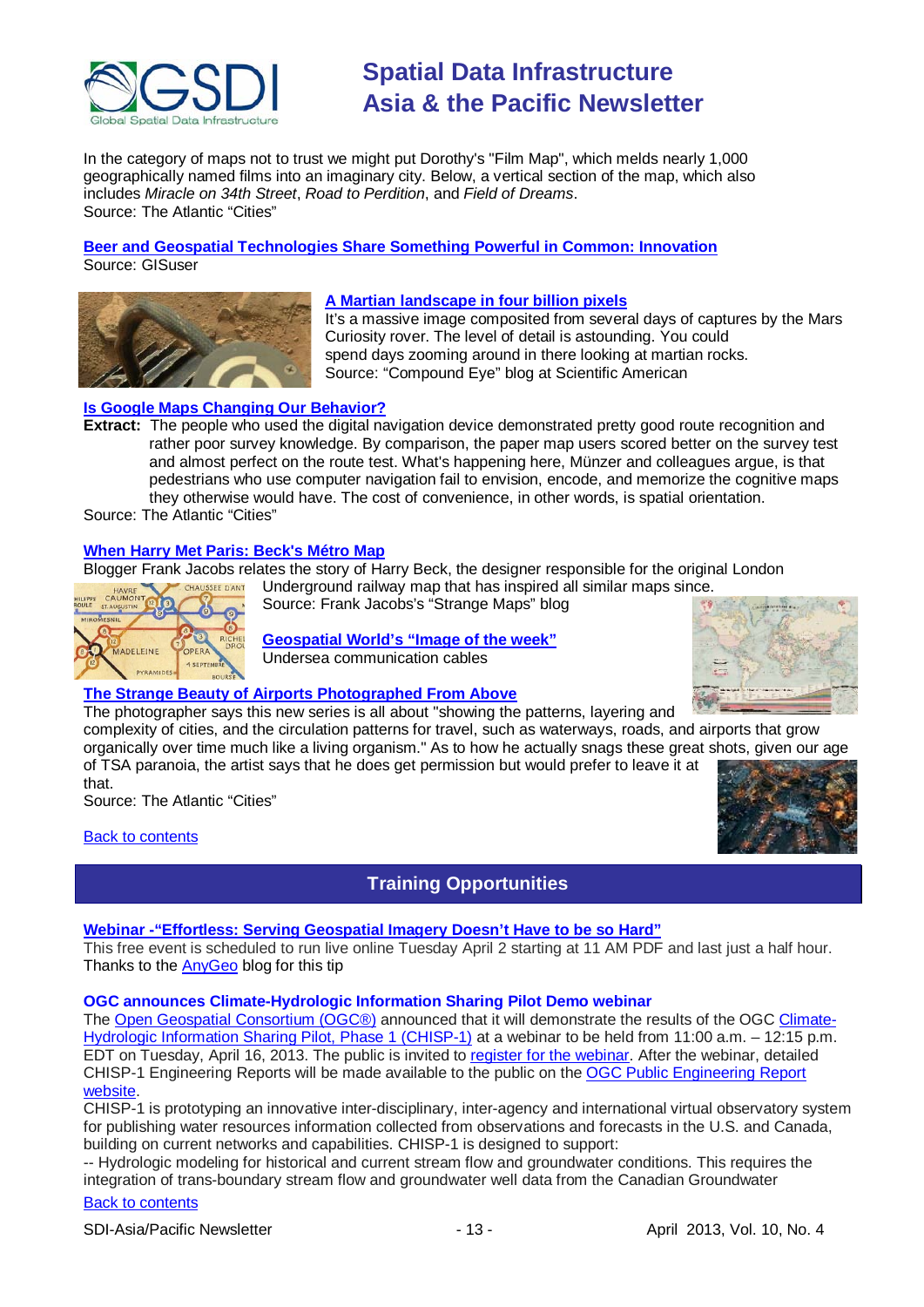In the category of maps not to trust we might put Dorothy's "Film Map", which melds nearly 1,000 geographically named films into an imaginary city. Below, a vertical section of the map, which also includes *Miracle on 34th Street*, *Road to Perdition*, and *Field of Dreams*.
Source: The Atlantic "Cities"

**[Beer and Geospatial Technologies Share Something Powerful in Common: Innovation](#)**
Source: GISuser

**[A Martian landscape in four billion pixels](#)**
It's a massive image composited from several days of captures by the Mars Curiosity rover. The level of detail is astounding. You could spend days zooming around in there looking at martian rocks.
Source: "Compound Eye" blog at Scientific American

**[Is Google Maps Changing Our Behavior?](#)**
**Extract:** The people who used the digital navigation device demonstrated pretty good route recognition and rather poor survey knowledge. By comparison, the paper map users scored better on the survey test and almost perfect on the route test. What's happening here, Münzer and colleagues argue, is that pedestrians who use computer navigation fail to envision, encode, and memorize the cognitive maps they otherwise would have. The cost of convenience, in other words, is spatial orientation.
Source: The Atlantic "Cities"

**[When Harry Met Paris: Beck's Métro Map](#)**
Blogger Frank Jacobs relates the story of Harry Beck, the designer responsible for the original London Underground railway map that has inspired all similar maps since.
Source: Frank Jacobs's "Strange Maps" blog

**[Geospatial World's "Image of the week"](#)**
Undersea communication cables

**[The Strange Beauty of Airports Photographed From Above](#)**
The photographer says this new series is all about "showing the patterns, layering and complexity of cities, and the circulation patterns for travel, such as waterways, roads, and airports that grow organically over time much like a living organism." As to how he actually snags these great shots, given our age of TSA paranoia, the artist says that he does get permission but would prefer to leave it at that.
Source: The Atlantic "Cities"

[Back to contents](#)

## Training Opportunities

**[Webinar -"Effortless: Serving Geospatial Imagery Doesn't Have to be so Hard"](#)**
This free event is scheduled to run live online Tuesday April 2 starting at 11 AM PDF and last just a half hour. Thanks to the [AnyGeo](#) blog for this tip

**OGC announces Climate-Hydrologic Information Sharing Pilot Demo webinar**
The [Open Geospatial Consortium (OGC®)](#) announced that it will demonstrate the results of the OGC [Climate-Hydrologic Information Sharing Pilot, Phase 1 (CHISP-1)](#) at a webinar to be held from 11:00 a.m. – 12:15 p.m. EDT on Tuesday, April 16, 2013. The public is invited to [register for the webinar](#). After the webinar, detailed CHISP-1 Engineering Reports will be made available to the public on the [OGC Public Engineering Report website](#).
CHISP-1 is prototyping an innovative inter-disciplinary, inter-agency and international virtual observatory system for publishing water resources information collected from observations and forecasts in the U.S. and Canada, building on current networks and capabilities. CHISP-1 is designed to support:
-- Hydrologic modeling for historical and current stream flow and groundwater conditions. This requires the integration of trans-boundary stream flow and groundwater well data from the Canadian Groundwater

[Back to contents](#)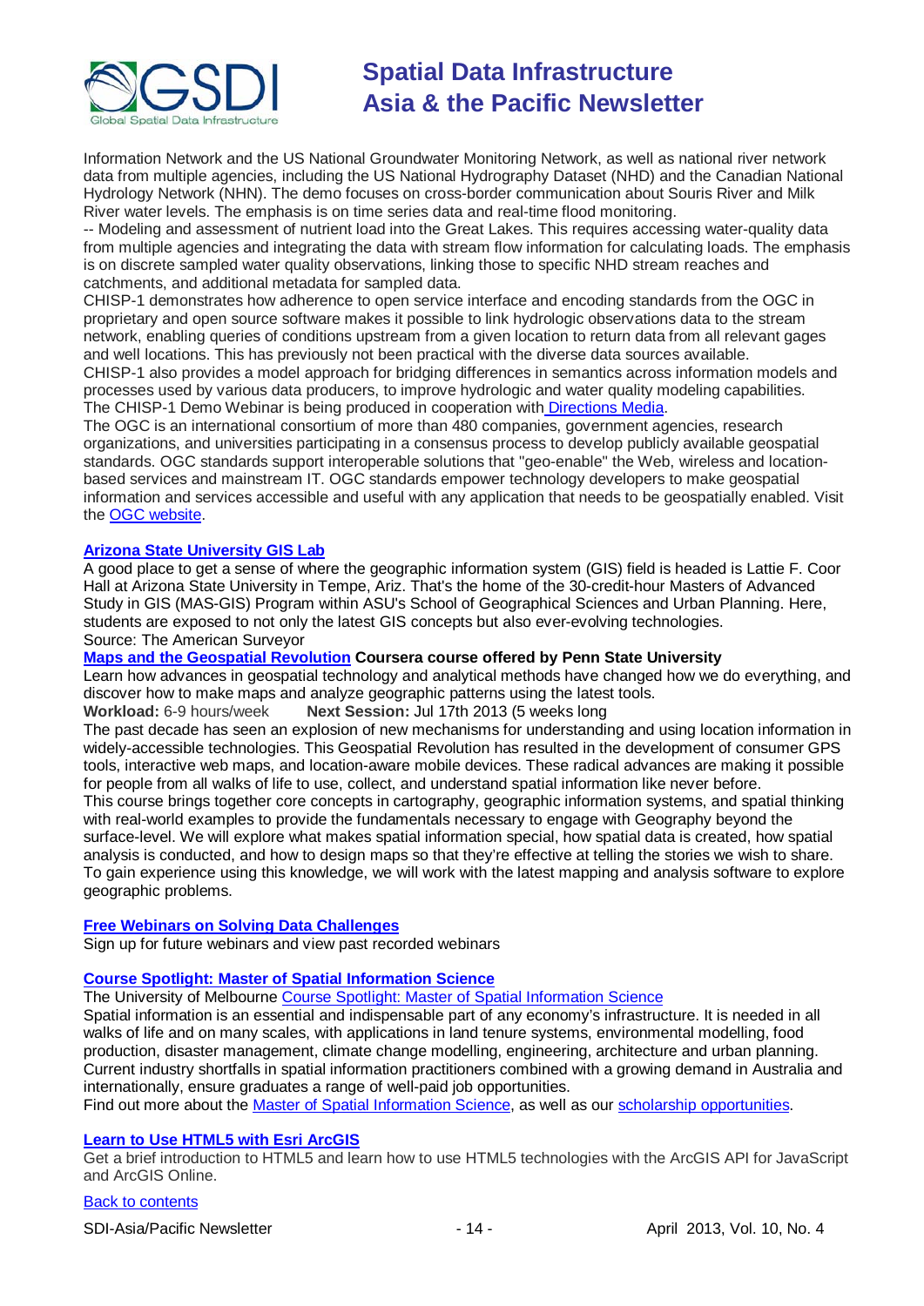Information Network and the US National Groundwater Monitoring Network, as well as national river network data from multiple agencies, including the US National Hydrography Dataset (NHD) and the Canadian National Hydrology Network (NHN). The demo focuses on cross-border communication about Souris River and Milk River water levels. The emphasis is on time series data and real-time flood monitoring.

-- Modeling and assessment of nutrient load into the Great Lakes. This requires accessing water-quality data from multiple agencies and integrating the data with stream flow information for calculating loads. The emphasis is on discrete sampled water quality observations, linking those to specific NHD stream reaches and catchments, and additional metadata for sampled data.

CHISP-1 demonstrates how adherence to open service interface and encoding standards from the OGC in proprietary and open source software makes it possible to link hydrologic observations data to the stream network, enabling queries of conditions upstream from a given location to return data from all relevant gages and well locations. This has previously not been practical with the diverse data sources available.

CHISP-1 also provides a model approach for bridging differences in semantics across information models and processes used by various data producers, to improve hydrologic and water quality modeling capabilities.

The CHISP-1 Demo Webinar is being produced in cooperation with Directions Media.

The OGC is an international consortium of more than 480 companies, government agencies, research organizations, and universities participating in a consensus process to develop publicly available geospatial standards. OGC standards support interoperable solutions that "geo-enable" the Web, wireless and location-based services and mainstream IT. OGC standards empower technology developers to make geospatial information and services accessible and useful with any application that needs to be geospatially enabled. Visit the OGC website.

**Arizona State University GIS Lab**

A good place to get a sense of where the geographic information system (GIS) field is headed is Lattie F. Coor Hall at Arizona State University in Tempe, Ariz. That's the home of the 30-credit-hour Masters of Advanced Study in GIS (MAS-GIS) Program within ASU's School of Geographical Sciences and Urban Planning. Here, students are exposed to not only the latest GIS concepts but also ever-evolving technologies.

Source: The American Surveyor

**Maps and the Geospatial Revolution Coursera course offered by Penn State University**

Learn how advances in geospatial technology and analytical methods have changed how we do everything, and discover how to make maps and analyze geographic patterns using the latest tools.

**Workload:** 6-9 hours/week **Next Session:** Jul 17th 2013 (5 weeks long

The past decade has seen an explosion of new mechanisms for understanding and using location information in widely-accessible technologies. This Geospatial Revolution has resulted in the development of consumer GPS tools, interactive web maps, and location-aware mobile devices. These radical advances are making it possible for people from all walks of life to use, collect, and understand spatial information like never before.

This course brings together core concepts in cartography, geographic information systems, and spatial thinking with real-world examples to provide the fundamentals necessary to engage with Geography beyond the surface-level. We will explore what makes spatial information special, how spatial data is created, how spatial analysis is conducted, and how to design maps so that they're effective at telling the stories we wish to share. To gain experience using this knowledge, we will work with the latest mapping and analysis software to explore geographic problems.

**Free Webinars on Solving Data Challenges**

Sign up for future webinars and view past recorded webinars

**Course Spotlight: Master of Spatial Information Science**

The University of Melbourne Course Spotlight: Master of Spatial Information Science

Spatial information is an essential and indispensable part of any economy's infrastructure. It is needed in all walks of life and on many scales, with applications in land tenure systems, environmental modelling, food production, disaster management, climate change modelling, engineering, architecture and urban planning. Current industry shortfalls in spatial information practitioners combined with a growing demand in Australia and internationally, ensure graduates a range of well-paid job opportunities.

Find out more about the Master of Spatial Information Science, as well as our scholarship opportunities.

**Learn to Use HTML5 with Esri ArcGIS**

Get a brief introduction to HTML5 and learn how to use HTML5 technologies with the ArcGIS API for JavaScript and ArcGIS Online.

Back to contents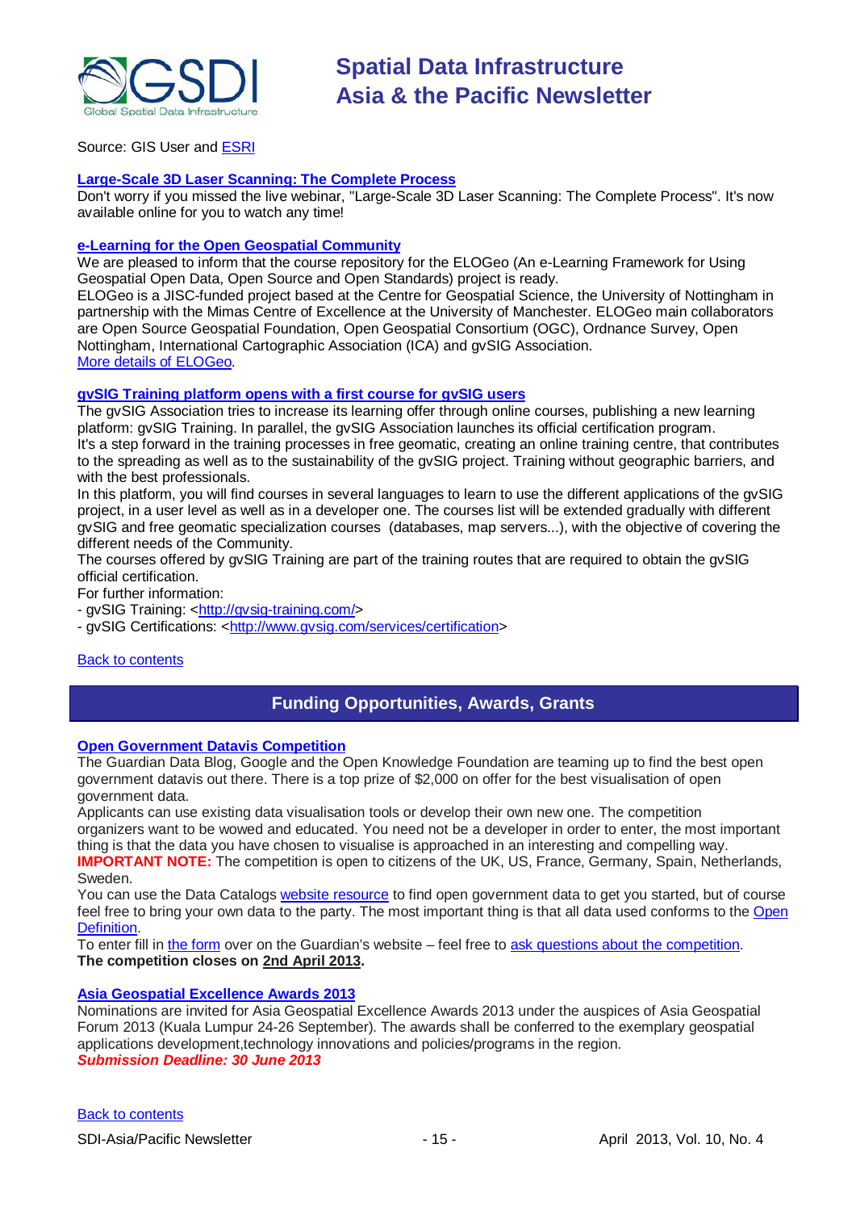Source: GIS User and ESRI

**Large-Scale 3D Laser Scanning: The Complete Process**
Don't worry if you missed the live webinar, "Large-Scale 3D Laser Scanning: The Complete Process". It's now available online for you to watch any time!

**e-Learning for the Open Geospatial Community**
We are pleased to inform that the course repository for the ELOGeo (An e-Learning Framework for Using Geospatial Open Data, Open Source and Open Standards) project is ready.
ELOGeo is a JISC-funded project based at the Centre for Geospatial Science, the University of Nottingham in partnership with the Mimas Centre of Excellence at the University of Manchester. ELOGeo main collaborators are Open Source Geospatial Foundation, Open Geospatial Consortium (OGC), Ordnance Survey, Open Nottingham, International Cartographic Association (ICA) and gvSIG Association.
More details of ELOGeo.

**gvSIG Training platform opens with a first course for gvSIG users**
The gvSIG Association tries to increase its learning offer through online courses, publishing a new learning platform: gvSIG Training. In parallel, the gvSIG Association launches its official certification program.
It's a step forward in the training processes in free geomatic, creating an online training centre, that contributes to the spreading as well as to the sustainability of the gvSIG project. Training without geographic barriers, and with the best professionals.
In this platform, you will find courses in several languages to learn to use the different applications of the gvSIG project, in a user level as well as in a developer one. The courses list will be extended gradually with different gvSIG and free geomatic specialization courses (databases, map servers...), with the objective of covering the different needs of the Community.
The courses offered by gvSIG Training are part of the training routes that are required to obtain the gvSIG official certification.
For further information:
- gvSIG Training: <http://gvsig-training.com/>
- gvSIG Certifications: <http://www.gvsig.com/services/certification>

Back to contents

## Funding Opportunities, Awards, Grants

**Open Government Datavis Competition**
The Guardian Data Blog, Google and the Open Knowledge Foundation are teaming up to find the best open government datavis out there. There is a top prize of $2,000 on offer for the best visualisation of open government data.
Applicants can use existing data visualisation tools or develop their own new one. The competition organizers want to be wowed and educated. You need not be a developer in order to enter, the most important thing is that the data you have chosen to visualise is approached in an interesting and compelling way.
**IMPORTANT NOTE:** The competition is open to citizens of the UK, US, France, Germany, Spain, Netherlands, Sweden.
You can use the Data Catalogs website resource to find open government data to get you started, but of course feel free to bring your own data to the party. The most important thing is that all data used conforms to the Open Definition.
To enter fill in the form over on the Guardian's website – feel free to ask questions about the competition.
**The competition closes on 2nd April 2013.**

**Asia Geospatial Excellence Awards 2013**
Nominations are invited for Asia Geospatial Excellence Awards 2013 under the auspices of Asia Geospatial Forum 2013 (Kuala Lumpur 24-26 September). The awards shall be conferred to the exemplary geospatial applications development,technology innovations and policies/programs in the region.
***Submission Deadline: 30 June 2013***

Back to contents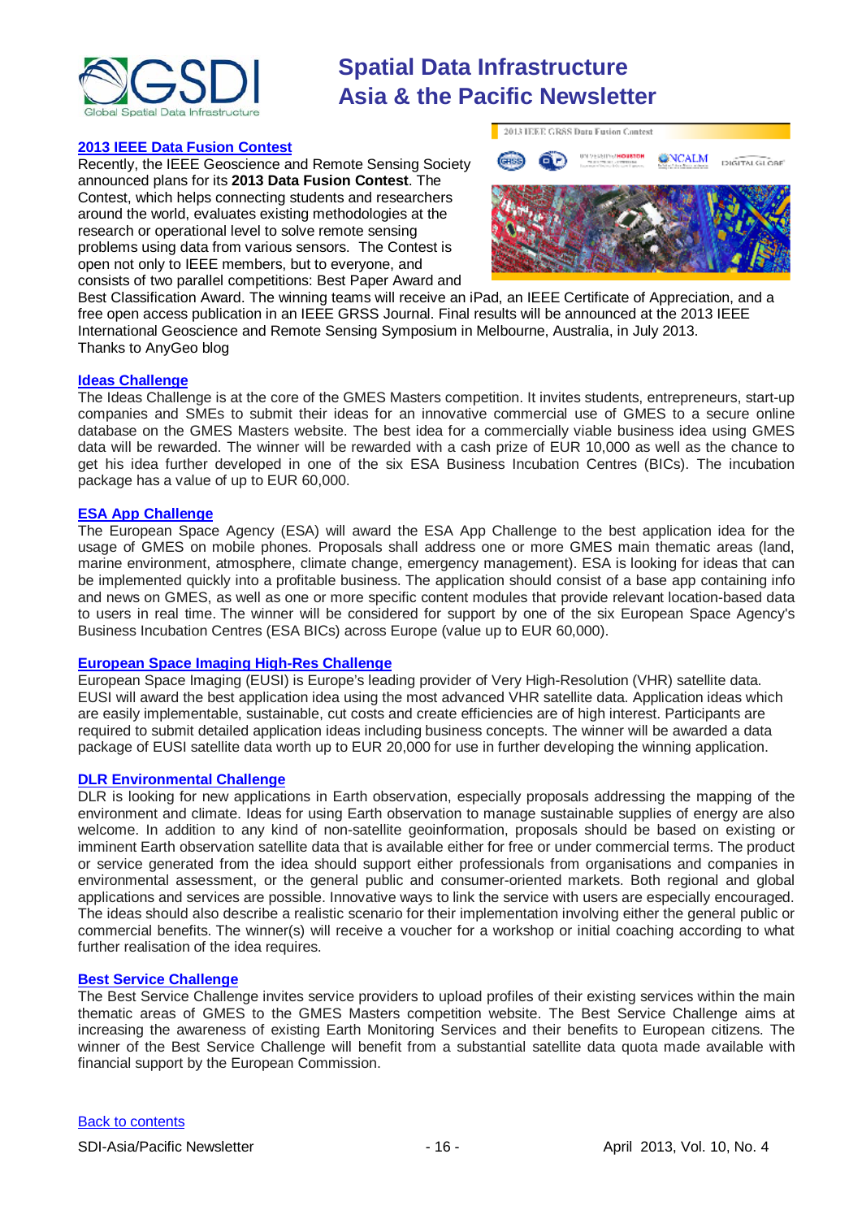## 2013 IEEE Data Fusion Contest

Recently, the IEEE Geoscience and Remote Sensing Society announced plans for its **2013 Data Fusion Contest**. The Contest, which helps connecting students and researchers around the world, evaluates existing methodologies at the research or operational level to solve remote sensing problems using data from various sensors. The Contest is open not only to IEEE members, but to everyone, and consists of two parallel competitions: Best Paper Award and Best Classification Award. The winning teams will receive an iPad, an IEEE Certificate of Appreciation, and a free open access publication in an IEEE GRSS Journal. Final results will be announced at the 2013 IEEE International Geoscience and Remote Sensing Symposium in Melbourne, Australia, in July 2013.
Thanks to AnyGeo blog

## Ideas Challenge

The Ideas Challenge is at the core of the GMES Masters competition. It invites students, entrepreneurs, start-up companies and SMEs to submit their ideas for an innovative commercial use of GMES to a secure online database on the GMES Masters website. The best idea for a commercially viable business idea using GMES data will be rewarded. The winner will be rewarded with a cash prize of EUR 10,000 as well as the chance to get his idea further developed in one of the six ESA Business Incubation Centres (BICs). The incubation package has a value of up to EUR 60,000.

## ESA App Challenge

The European Space Agency (ESA) will award the ESA App Challenge to the best application idea for the usage of GMES on mobile phones. Proposals shall address one or more GMES main thematic areas (land, marine environment, atmosphere, climate change, emergency management). ESA is looking for ideas that can be implemented quickly into a profitable business. The application should consist of a base app containing info and news on GMES, as well as one or more specific content modules that provide relevant location-based data to users in real time. The winner will be considered for support by one of the six European Space Agency's Business Incubation Centres (ESA BICs) across Europe (value up to EUR 60,000).

## European Space Imaging High-Res Challenge

European Space Imaging (EUSI) is Europe's leading provider of Very High-Resolution (VHR) satellite data. EUSI will award the best application idea using the most advanced VHR satellite data. Application ideas which are easily implementable, sustainable, cut costs and create efficiencies are of high interest. Participants are required to submit detailed application ideas including business concepts. The winner will be awarded a data package of EUSI satellite data worth up to EUR 20,000 for use in further developing the winning application.

## DLR Environmental Challenge

DLR is looking for new applications in Earth observation, especially proposals addressing the mapping of the environment and climate. Ideas for using Earth observation to manage sustainable supplies of energy are also welcome. In addition to any kind of non-satellite geoinformation, proposals should be based on existing or imminent Earth observation satellite data that is available either for free or under commercial terms. The product or service generated from the idea should support either professionals from organisations and companies in environmental assessment, or the general public and consumer-oriented markets. Both regional and global applications and services are possible. Innovative ways to link the service with users are especially encouraged. The ideas should also describe a realistic scenario for their implementation involving either the general public or commercial benefits. The winner(s) will receive a voucher for a workshop or initial coaching according to what further realisation of the idea requires.

## Best Service Challenge

The Best Service Challenge invites service providers to upload profiles of their existing services within the main thematic areas of GMES to the GMES Masters competition website. The Best Service Challenge aims at increasing the awareness of existing Earth Monitoring Services and their benefits to European citizens. The winner of the Best Service Challenge will benefit from a substantial satellite data quota made available with financial support by the European Commission.

Back to contents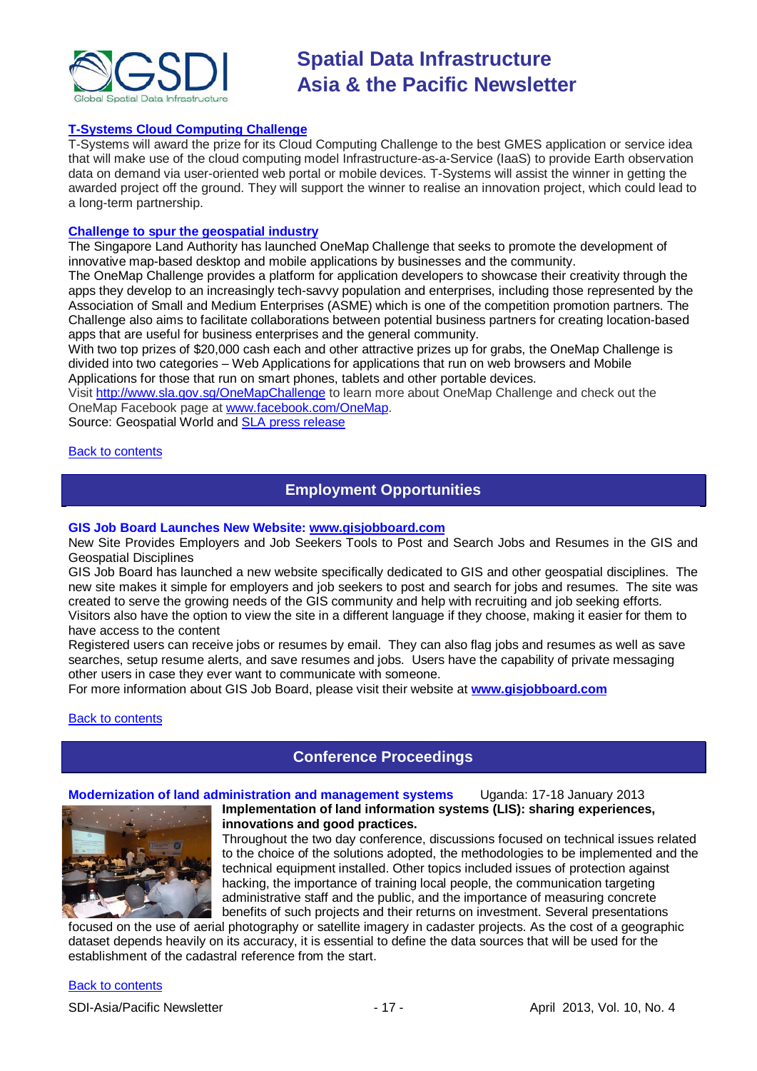**T-Systems Cloud Computing Challenge**

T-Systems will award the prize for its Cloud Computing Challenge to the best GMES application or service idea that will make use of the cloud computing model Infrastructure-as-a-Service (IaaS) to provide Earth observation data on demand via user-oriented web portal or mobile devices. T-Systems will assist the winner in getting the awarded project off the ground. They will support the winner to realise an innovation project, which could lead to a long-term partnership.

**Challenge to spur the geospatial industry**

The Singapore Land Authority has launched OneMap Challenge that seeks to promote the development of innovative map-based desktop and mobile applications by businesses and the community.
The OneMap Challenge provides a platform for application developers to showcase their creativity through the apps they develop to an increasingly tech-savvy population and enterprises, including those represented by the Association of Small and Medium Enterprises (ASME) which is one of the competition promotion partners. The Challenge also aims to facilitate collaborations between potential business partners for creating location-based apps that are useful for business enterprises and the general community.
With two top prizes of $20,000 cash each and other attractive prizes up for grabs, the OneMap Challenge is divided into two categories – Web Applications for applications that run on web browsers and Mobile Applications for those that run on smart phones, tablets and other portable devices.
Visit http://www.sla.gov.sg/OneMapChallenge to learn more about OneMap Challenge and check out the OneMap Facebook page at www.facebook.com/OneMap.
Source: Geospatial World and SLA press release

Back to contents

## Employment Opportunities

**GIS Job Board Launches New Website: www.gisjobboard.com**

New Site Provides Employers and Job Seekers Tools to Post and Search Jobs and Resumes in the GIS and Geospatial Disciplines
GIS Job Board has launched a new website specifically dedicated to GIS and other geospatial disciplines. The new site makes it simple for employers and job seekers to post and search for jobs and resumes. The site was created to serve the growing needs of the GIS community and help with recruiting and job seeking efforts.
Visitors also have the option to view the site in a different language if they choose, making it easier for them to have access to the content
Registered users can receive jobs or resumes by email. They can also flag jobs and resumes as well as save searches, setup resume alerts, and save resumes and jobs. Users have the capability of private messaging other users in case they ever want to communicate with someone.
For more information about GIS Job Board, please visit their website at **www.gisjobboard.com**

Back to contents

## Conference Proceedings

**Modernization of land administration and management systems** Uganda: 17-18 January 2013

**Implementation of land information systems (LIS): sharing experiences, innovations and good practices.**

Throughout the two day conference, discussions focused on technical issues related to the choice of the solutions adopted, the methodologies to be implemented and the technical equipment installed. Other topics included issues of protection against hacking, the importance of training local people, the communication targeting administrative staff and the public, and the importance of measuring concrete benefits of such projects and their returns on investment. Several presentations focused on the use of aerial photography or satellite imagery in cadaster projects. As the cost of a geographic dataset depends heavily on its accuracy, it is essential to define the data sources that will be used for the establishment of the cadastral reference from the start.

Back to contents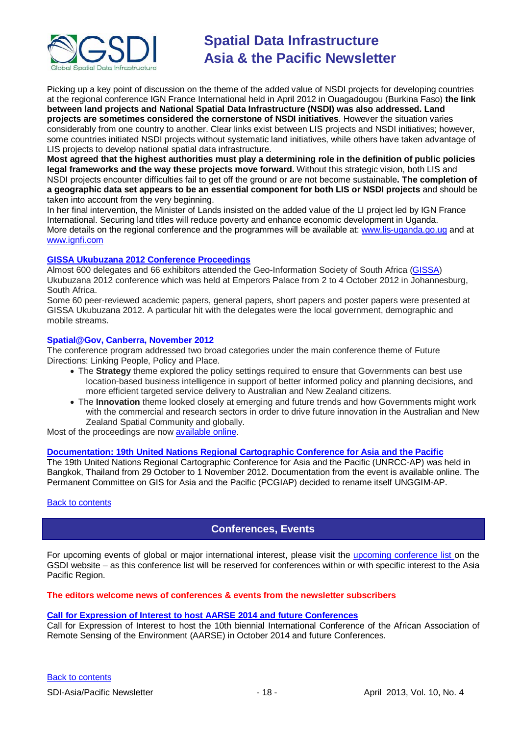Picking up a key point of discussion on the theme of the added value of NSDI projects for developing countries at the regional conference IGN France International held in April 2012 in Ouagadougou (Burkina Faso) **the link between land projects and National Spatial Data Infrastructure (NSDI) was also addressed. Land projects are sometimes considered the cornerstone of NSDI initiatives**. However the situation varies considerably from one country to another. Clear links exist between LIS projects and NSDI initiatives; however, some countries initiated NSDI projects without systematic land initiatives, while others have taken advantage of LIS projects to develop national spatial data infrastructure.

**Most agreed that the highest authorities must play a determining role in the definition of public policies legal frameworks and the way these projects move forward.** Without this strategic vision, both LIS and NSDI projects encounter difficulties fail to get off the ground or are not become sustainable**. The completion of a geographic data set appears to be an essential component for both LIS or NSDI projects** and should be taken into account from the very beginning.

In her final intervention, the Minister of Lands insisted on the added value of the LI project led by IGN France International. Securing land titles will reduce poverty and enhance economic development in Uganda.

More details on the regional conference and the programmes will be available at: [www.lis-uganda.go.ug](www.lis-uganda.go.ug) and at [www.ignfi.com](www.ignfi.com)

### GISSA Ukubuzana 2012 Conference Proceedings

Almost 600 delegates and 66 exhibitors attended the Geo-Information Society of South Africa (GISSA) Ukubuzana 2012 conference which was held at Emperors Palace from 2 to 4 October 2012 in Johannesburg, South Africa.

Some 60 peer-reviewed academic papers, general papers, short papers and poster papers were presented at GISSA Ukubuzana 2012. A particular hit with the delegates were the local government, demographic and mobile streams.

### Spatial@Gov, Canberra, November 2012

The conference program addressed two broad categories under the main conference theme of Future Directions: Linking People, Policy and Place.

- The **Strategy** theme explored the policy settings required to ensure that Governments can best use location-based business intelligence in support of better informed policy and planning decisions, and more efficient targeted service delivery to Australian and New Zealand citizens.
- The **Innovation** theme looked closely at emerging and future trends and how Governments might work with the commercial and research sectors in order to drive future innovation in the Australian and New Zealand Spatial Community and globally.

Most of the proceedings are now available online.

### Documentation: 19th United Nations Regional Cartographic Conference for Asia and the Pacific

The 19th United Nations Regional Cartographic Conference for Asia and the Pacific (UNRCC-AP) was held in Bangkok, Thailand from 29 October to 1 November 2012. Documentation from the event is available online. The Permanent Committee on GIS for Asia and the Pacific (PCGIAP) decided to rename itself UNGGIM-AP.

Back to contents

## Conferences, Events

For upcoming events of global or major international interest, please visit the upcoming conference list on the GSDI website – as this conference list will be reserved for conferences within or with specific interest to the Asia Pacific Region.

**The editors welcome news of conferences & events from the newsletter subscribers**

### Call for Expression of Interest to host AARSE 2014 and future Conferences

Call for Expression of Interest to host the 10th biennial International Conference of the African Association of Remote Sensing of the Environment (AARSE) in October 2014 and future Conferences.

Back to contents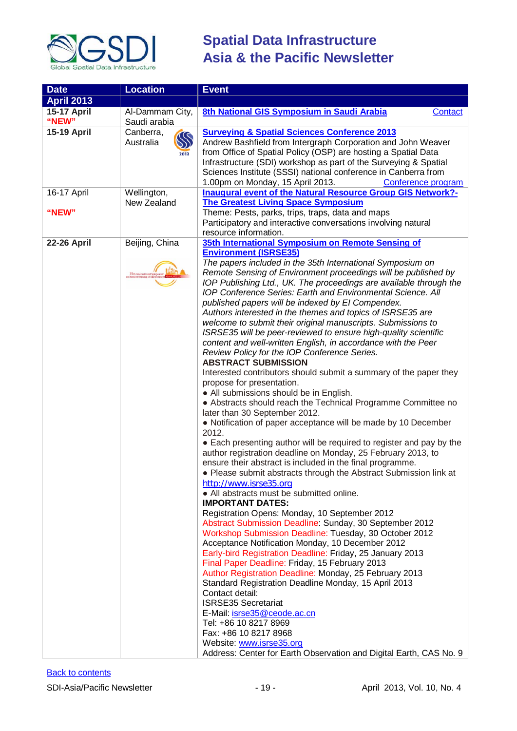| Date | Location | Event |
|---|---|---|
| **April 2013** | | |
| **15-17 April** **"NEW"** | Al-Dammam City, Saudi arabia | **8th National GIS Symposium in Saudi Arabia** Contact |
| **15-19 April** | Canberra, Australia | **Surveying & Spatial Sciences Conference 2013** Andrew Bashfield from Intergraph Corporation and John Weaver from Office of Spatial Policy (OSP) are hosting a Spatial Data Infrastructure (SDI) workshop as part of the Surveying & Spatial Sciences Institute (SSSI) national conference in Canberra from 1.00pm on Monday, 15 April 2013. Conference program |
| 16-17 April **"NEW"** | Wellington, New Zealand | **Inaugural event of the Natural Resource Group GIS Network?- The Greatest Living Space Symposium** Theme: Pests, parks, trips, traps, data and maps Participatory and interactive conversations involving natural resource information. |
| **22-26 April** | Beijing, China | **35th International Symposium on Remote Sensing of Environment (ISRSE35)** *The papers included in the 35th International Symposium on Remote Sensing of Environment proceedings will be published by IOP Publishing Ltd., UK. The proceedings are available through the IOP Conference Series: Earth and Environmental Science. All published papers will be indexed by EI Compendex.* *Authors interested in the themes and topics of ISRSE35 are welcome to submit their original manuscripts. Submissions to ISRSE35 will be peer-reviewed to ensure high-quality scientific content and well-written English, in accordance with the Peer Review Policy for the IOP Conference Series.* **ABSTRACT SUBMISSION** Interested contributors should submit a summary of the paper they propose for presentation. ● All submissions should be in English. ● Abstracts should reach the Technical Programme Committee no later than 30 September 2012. ● Notification of paper acceptance will be made by 10 December 2012. ● Each presenting author will be required to register and pay by the author registration deadline on Monday, 25 February 2013, to ensure their abstract is included in the final programme. ● Please submit abstracts through the Abstract Submission link at http://www.isrse35.org ● All abstracts must be submitted online. **IMPORTANT DATES:** Registration Opens: Monday, 10 September 2012 Abstract Submission Deadline: Sunday, 30 September 2012 Workshop Submission Deadline: Tuesday, 30 October 2012 Acceptance Notification Monday, 10 December 2012 Early-bird Registration Deadline: Friday, 25 January 2013 Final Paper Deadline: Friday, 15 February 2013 Author Registration Deadline: Monday, 25 February 2013 Standard Registration Deadline Monday, 15 April 2013 Contact detail: ISRSE35 Secretariat E-Mail: isrse35@ceode.ac.cn Tel: +86 10 8217 8969 Fax: +86 10 8217 8968 Website: www.isrse35.org Address: Center for Earth Observation and Digital Earth, CAS No. 9 |

Back to contents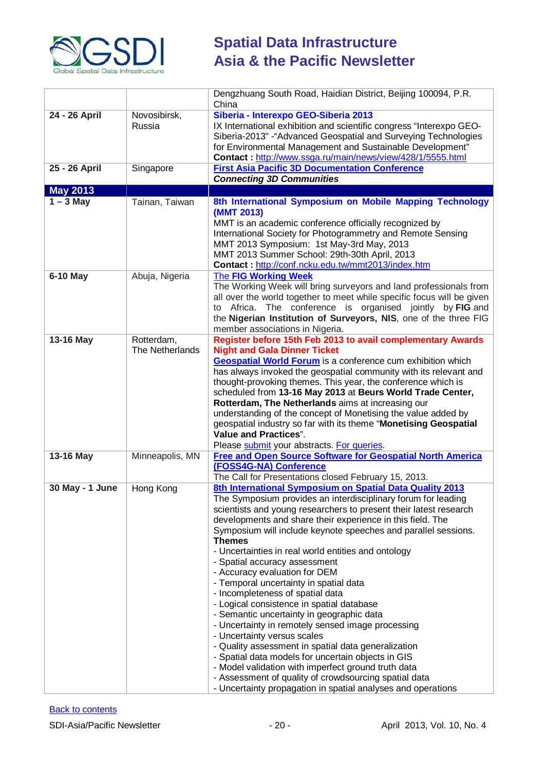| | | |
|---|---|---|
| | | Dengzhuang South Road, Haidian District, Beijing 100094, P.R. China |
| **24 - 26 April** | Novosibirsk, Russia | **Siberia - Interexpo GEO-Siberia 2013**<br>IX International exhibition and scientific congress "Interexpo GEO-Siberia-2013" -"Advanced Geospatial and Surveying Technologies for Environmental Management and Sustainable Development"<br>**Contact :** http://www.ssga.ru/main/news/view/428/1/5555.html |
| **25 - 26 April** | Singapore | **First Asia Pacific 3D Documentation Conference**<br>***Connecting 3D Communities*** |
| **May 2013** | | |
| **1 – 3 May** | Tainan, Taiwan | **8th International Symposium on Mobile Mapping Technology (MMT 2013)**<br>MMT is an academic conference officially recognized by International Society for Photogrammetry and Remote Sensing<br>MMT 2013 Symposium: 1st May-3rd May, 2013<br>MMT 2013 Summer School: 29th-30th April, 2013<br>**Contact :** http://conf.ncku.edu.tw/mmt2013/index.htm |
| **6-10 May** | Abuja, Nigeria | The **FIG Working Week**<br>The Working Week will bring surveyors and land professionals from all over the world together to meet while specific focus will be given to Africa. The conference is organised jointly by **FIG** and the **Nigerian Institution of Surveyors, NIS**, one of the three FIG member associations in Nigeria. |
| **13-16 May** | Rotterdam, The Netherlands | **Register before 15th Feb 2013 to avail complementary Awards Night and Gala Dinner Ticket**<br>**Geospatial World Forum** is a conference cum exhibition which has always invoked the geospatial community with its relevant and thought-provoking themes. This year, the conference which is scheduled from **13-16 May 2013** at **Beurs World Trade Center, Rotterdam, The Netherlands** aims at increasing our understanding of the concept of Monetising the value added by geospatial industry so far with its theme "**Monetising Geospatial Value and Practices**".<br>Please submit your abstracts. For queries. |
| **13-16 May** | Minneapolis, MN | **Free and Open Source Software for Geospatial North America (FOSS4G-NA) Conference**<br>The Call for Presentations closed February 15, 2013. |
| **30 May - 1 June** | Hong Kong | **8th International Symposium on Spatial Data Quality 2013**<br>The Symposium provides an interdisciplinary forum for leading scientists and young researchers to present their latest research developments and share their experience in this field. The Symposium will include keynote speeches and parallel sessions.<br>**Themes**<br>- Uncertainties in real world entities and ontology<br>- Spatial accuracy assessment<br>- Accuracy evaluation for DEM<br>- Temporal uncertainty in spatial data<br>- Incompleteness of spatial data<br>- Logical consistence in spatial database<br>- Semantic uncertainty in geographic data<br>- Uncertainty in remotely sensed image processing<br>- Uncertainty versus scales<br>- Quality assessment in spatial data generalization<br>- Spatial data models for uncertain objects in GIS<br>- Model validation with imperfect ground truth data<br>- Assessment of quality of crowdsourcing spatial data<br>- Uncertainty propagation in spatial analyses and operations |

Back to contents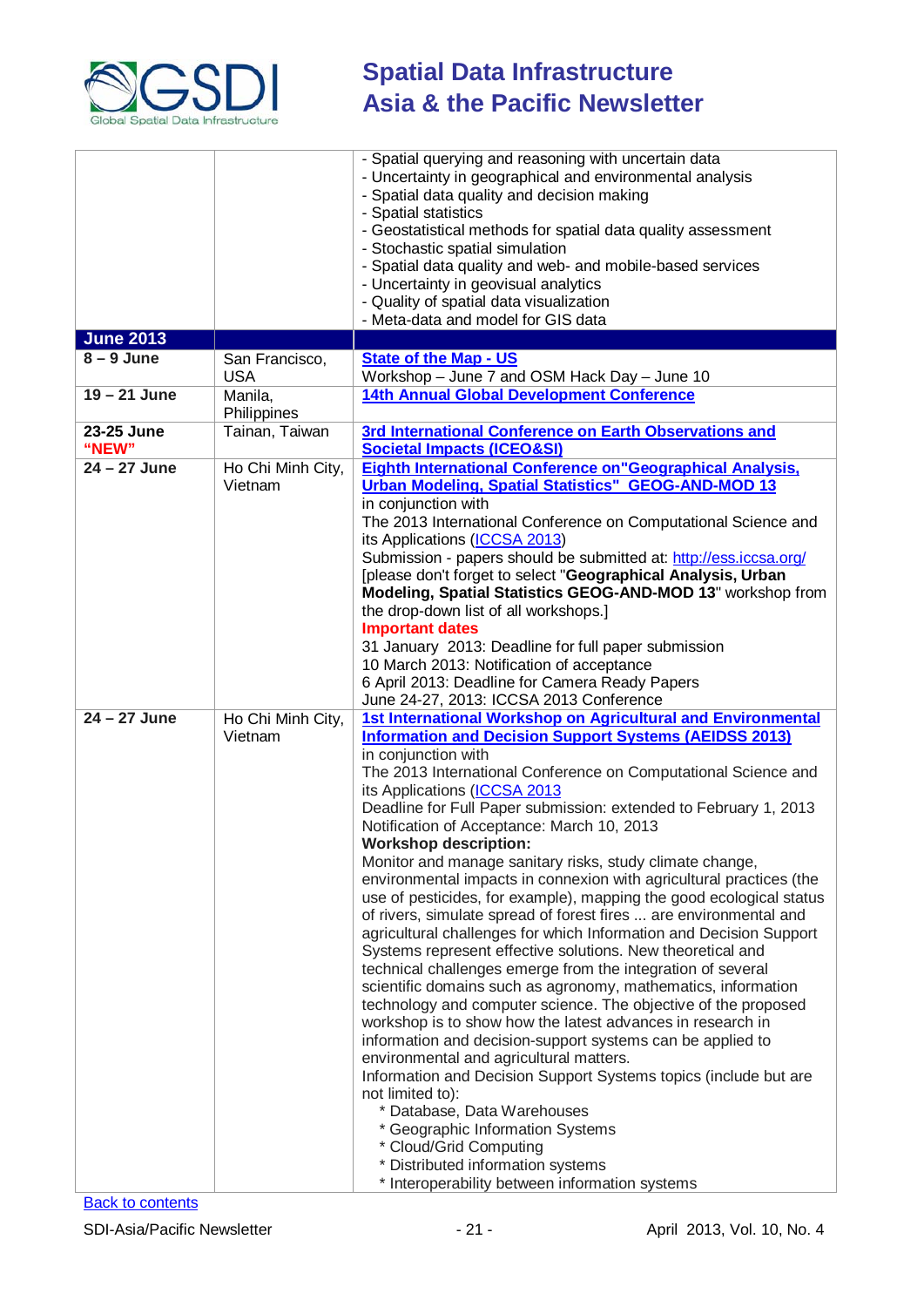| | | |
|---|---|---|
| | | - Spatial querying and reasoning with uncertain data<br>- Uncertainty in geographical and environmental analysis<br>- Spatial data quality and decision making<br>- Spatial statistics<br>- Geostatistical methods for spatial data quality assessment<br>- Stochastic spatial simulation<br>- Spatial data quality and web- and mobile-based services<br>- Uncertainty in geovisual analytics<br>- Quality of spatial data visualization<br>- Meta-data and model for GIS data |
| **June 2013** | | |
| **8 – 9 June** | San Francisco, USA | **State of the Map - US**<br>Workshop – June 7 and OSM Hack Day – June 10 |
| **19 – 21 June** | Manila, Philippines | **14th Annual Global Development Conference** |
| **23-25 June "NEW"** | Tainan, Taiwan | **3rd International Conference on Earth Observations and Societal Impacts (ICEO&SI)** |
| **24 – 27 June** | Ho Chi Minh City, Vietnam | **Eighth International Conference on"Geographical Analysis, Urban Modeling, Spatial Statistics" GEOG-AND-MOD 13**<br>in conjunction with<br>The 2013 International Conference on Computational Science and its Applications (ICCSA 2013)<br>Submission - papers should be submitted at: http://ess.iccsa.org/<br>[please don't forget to select "**Geographical Analysis, Urban Modeling, Spatial Statistics GEOG-AND-MOD 13**" workshop from the drop-down list of all workshops.]<br>**Important dates**<br>31 January 2013: Deadline for full paper submission<br>10 March 2013: Notification of acceptance<br>6 April 2013: Deadline for Camera Ready Papers<br>June 24-27, 2013: ICCSA 2013 Conference |
| **24 – 27 June** | Ho Chi Minh City, Vietnam | **1st International Workshop on Agricultural and Environmental Information and Decision Support Systems (AEIDSS 2013)**<br>in conjunction with<br>The 2013 International Conference on Computational Science and its Applications (ICCSA 2013<br>Deadline for Full Paper submission: extended to February 1, 2013<br>Notification of Acceptance: March 10, 2013<br>**Workshop description:**<br>Monitor and manage sanitary risks, study climate change, environmental impacts in connexion with agricultural practices (the use of pesticides, for example), mapping the good ecological status of rivers, simulate spread of forest fires ... are environmental and agricultural challenges for which Information and Decision Support Systems represent effective solutions. New theoretical and technical challenges emerge from the integration of several scientific domains such as agronomy, mathematics, information technology and computer science. The objective of the proposed workshop is to show how the latest advances in research in information and decision-support systems can be applied to environmental and agricultural matters.<br>Information and Decision Support Systems topics (include but are not limited to):<br>* Database, Data Warehouses<br>* Geographic Information Systems<br>* Cloud/Grid Computing<br>* Distributed information systems<br>* Interoperability between information systems |

Back to contents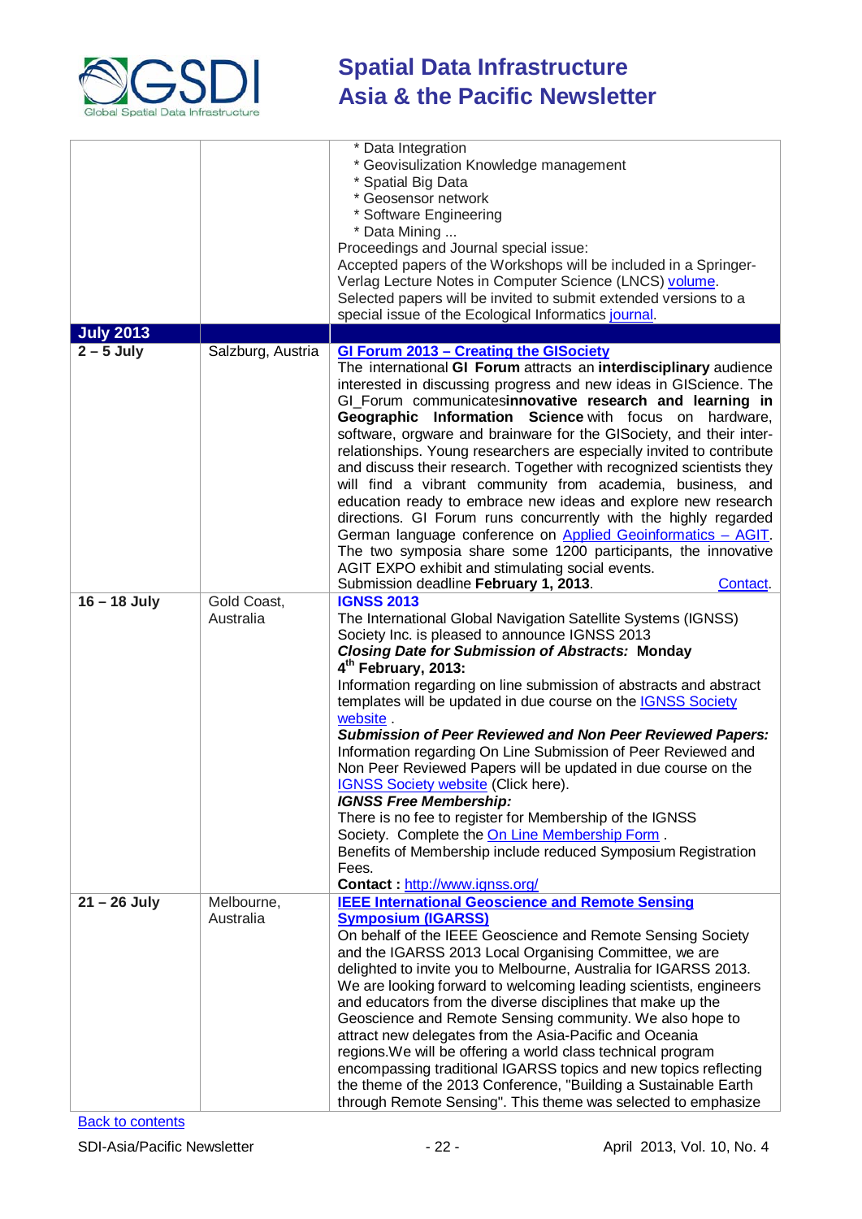| | | |
|---|---|---|
| | | * Data Integration<br>* Geovisulization Knowledge management<br>* Spatial Big Data<br>* Geosensor network<br>* Software Engineering<br>* Data Mining ...<br>Proceedings and Journal special issue:<br>Accepted papers of the Workshops will be included in a Springer-Verlag Lecture Notes in Computer Science (LNCS) volume.<br>Selected papers will be invited to submit extended versions to a special issue of the Ecological Informatics journal. |
| **July 2013** | | |
| **2 – 5 July** | Salzburg, Austria | **GI Forum 2013 – Creating the GISociety**<br>The international **GI Forum** attracts an **interdisciplinary** audience interested in discussing progress and new ideas in GIScience. The GI_Forum communicates**innovative research and learning in Geographic Information Science** with focus on hardware, software, orgware and brainware for the GISociety, and their inter-relationships. Young researchers are especially invited to contribute and discuss their research. Together with recognized scientists they will find a vibrant community from academia, business, and education ready to embrace new ideas and explore new research directions. GI Forum runs concurrently with the highly regarded German language conference on Applied Geoinformatics – AGIT. The two symposia share some 1200 participants, the innovative AGIT EXPO exhibit and stimulating social events.<br>Submission deadline **February 1, 2013**. Contact. |
| **16 – 18 July** | Gold Coast, Australia | **IGNSS 2013**<br>The International Global Navigation Satellite Systems (IGNSS) Society Inc. is pleased to announce IGNSS 2013<br>***Closing Date for Submission of Abstracts:* Monday 4th February, 2013:**<br>Information regarding on line submission of abstracts and abstract templates will be updated in due course on the IGNSS Society website .<br>***Submission of Peer Reviewed and Non Peer Reviewed Papers:***<br>Information regarding On Line Submission of Peer Reviewed and Non Peer Reviewed Papers will be updated in due course on the IGNSS Society website (Click here).<br>***IGNSS Free Membership:***<br>There is no fee to register for Membership of the IGNSS Society. Complete the On Line Membership Form .<br>Benefits of Membership include reduced Symposium Registration Fees.<br>**Contact :** http://www.ignss.org/ |
| **21 – 26 July** | Melbourne, Australia | **IEEE International Geoscience and Remote Sensing Symposium (IGARSS)**<br>On behalf of the IEEE Geoscience and Remote Sensing Society and the IGARSS 2013 Local Organising Committee, we are delighted to invite you to Melbourne, Australia for IGARSS 2013. We are looking forward to welcoming leading scientists, engineers and educators from the diverse disciplines that make up the Geoscience and Remote Sensing community. We also hope to attract new delegates from the Asia-Pacific and Oceania regions.We will be offering a world class technical program encompassing traditional IGARSS topics and new topics reflecting the theme of the 2013 Conference, "Building a Sustainable Earth through Remote Sensing". This theme was selected to emphasize |

Back to contents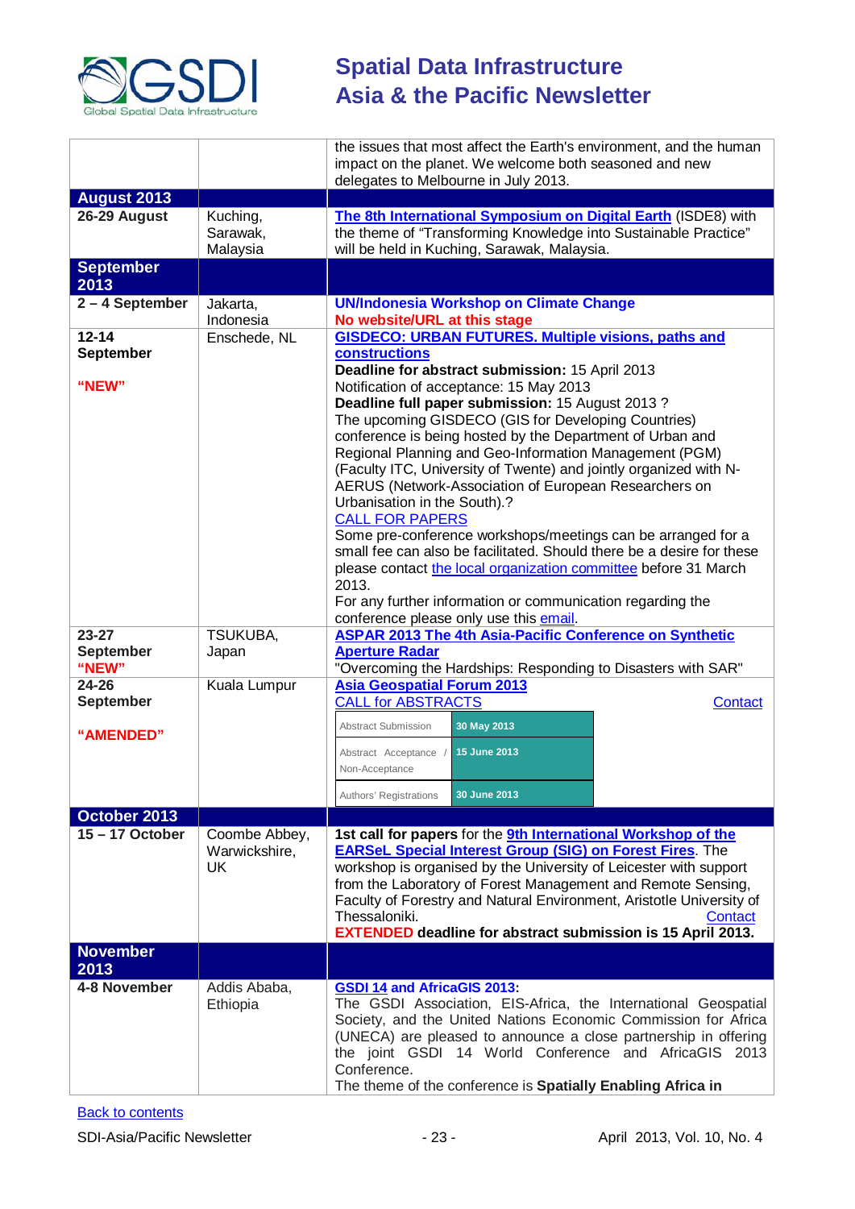| | | |
|---|---|---|
| | | the issues that most affect the Earth's environment, and the human impact on the planet. We welcome both seasoned and new delegates to Melbourne in July 2013. |
| **August 2013** | | |
| **26-29 August** | Kuching, Sarawak, Malaysia | **The 8th International Symposium on Digital Earth** (ISDE8) with the theme of "Transforming Knowledge into Sustainable Practice" will be held in Kuching, Sarawak, Malaysia. |
| **September 2013** | | |
| **2 – 4 September** | Jakarta, Indonesia | **UN/Indonesia Workshop on Climate Change**<br>**No website/URL at this stage** |
| **12-14 September**<br><br>**"NEW"** | Enschede, NL | **GISDECO: URBAN FUTURES. Multiple visions, paths and constructions**<br>**Deadline for abstract submission:** 15 April 2013<br>Notification of acceptance: 15 May 2013<br>**Deadline full paper submission:** 15 August 2013 ?<br>The upcoming GISDECO (GIS for Developing Countries) conference is being hosted by the Department of Urban and Regional Planning and Geo-Information Management (PGM) (Faculty ITC, University of Twente) and jointly organized with N-AERUS (Network-Association of European Researchers on Urbanisation in the South).?<br>CALL FOR PAPERS<br>Some pre-conference workshops/meetings can be arranged for a small fee can also be facilitated. Should there be a desire for these please contact the local organization committee before 31 March 2013.<br>For any further information or communication regarding the conference please only use this email. |
| **23-27 September**<br>**"NEW"** | TSUKUBA, Japan | **ASPAR 2013 The 4th Asia-Pacific Conference on Synthetic Aperture Radar**<br>"Overcoming the Hardships: Responding to Disasters with SAR" |
| **24-26 September**<br><br>**"AMENDED"** | Kuala Lumpur | **Asia Geospatial Forum 2013**<br>CALL for ABSTRACTS Contact<br>Abstract Submission: **30 May 2013**<br>Abstract Acceptance / Non-Acceptance: **15 June 2013**<br>Authors' Registrations: **30 June 2013** |
| **October 2013** | | |
| **15 – 17 October** | Coombe Abbey, Warwickshire, UK | **1st call for papers** for the **9th International Workshop of the EARSeL Special Interest Group (SIG) on Forest Fires**. The workshop is organised by the University of Leicester with support from the Laboratory of Forest Management and Remote Sensing, Faculty of Forestry and Natural Environment, Aristotle University of Thessaloniki. Contact<br>**EXTENDED deadline for abstract submission is 15 April 2013.** |
| **November 2013** | | |
| **4-8 November** | Addis Ababa, Ethiopia | **GSDI 14 and AfricaGIS 2013:**<br>The GSDI Association, EIS-Africa, the International Geospatial Society, and the United Nations Economic Commission for Africa (UNECA) are pleased to announce a close partnership in offering the joint GSDI 14 World Conference and AfricaGIS 2013 Conference.<br>The theme of the conference is **Spatially Enabling Africa in** |

Back to contents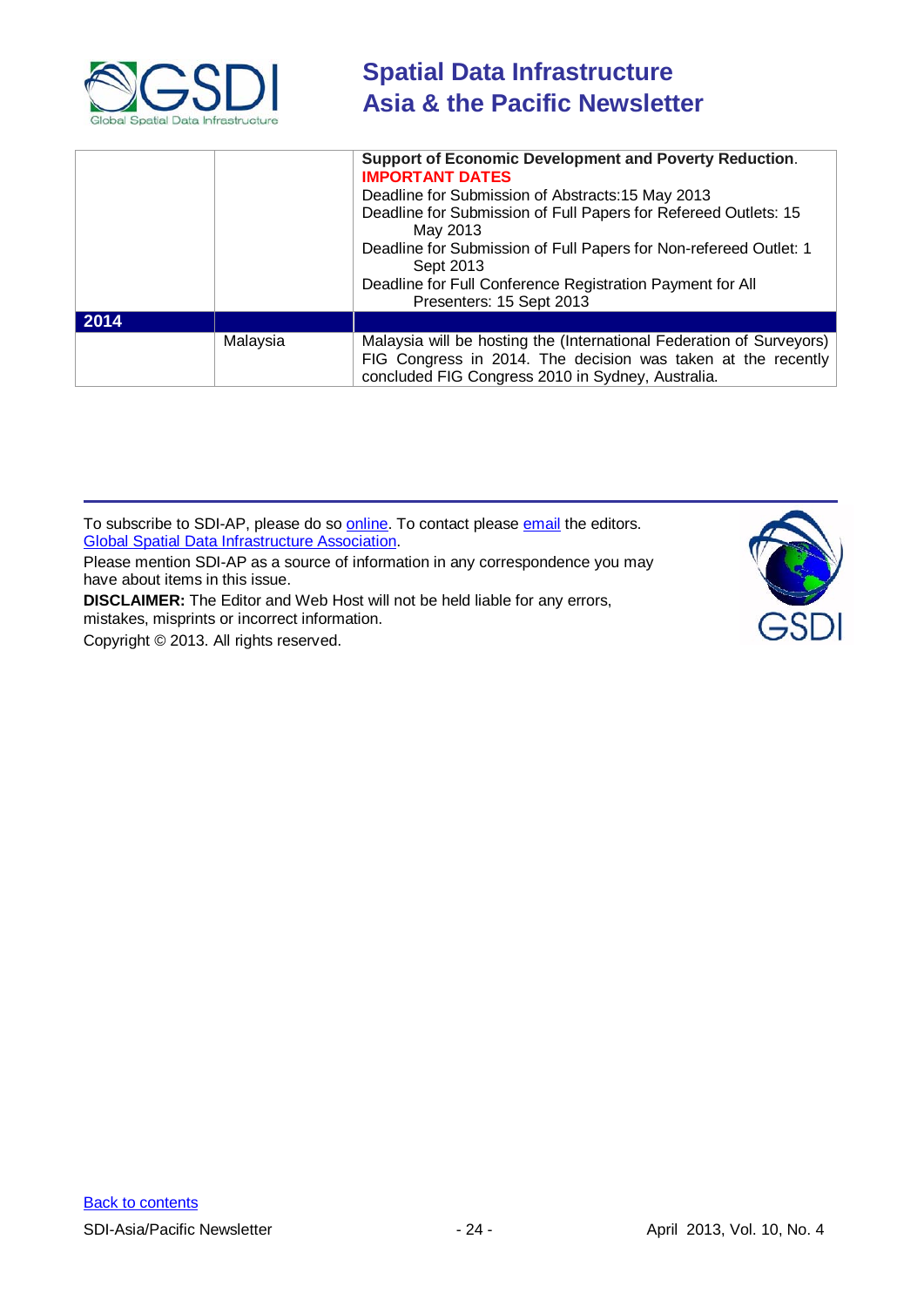| | | |
|---|---|---|
| | | **Support of Economic Development and Poverty Reduction**.<br>**IMPORTANT DATES**<br>Deadline for Submission of Abstracts:15 May 2013<br>Deadline for Submission of Full Papers for Refereed Outlets: 15 May 2013<br>Deadline for Submission of Full Papers for Non-refereed Outlet: 1 Sept 2013<br>Deadline for Full Conference Registration Payment for All Presenters: 15 Sept 2013 |
| **2014** | | |
| | Malaysia | Malaysia will be hosting the (International Federation of Surveyors) FIG Congress in 2014. The decision was taken at the recently concluded FIG Congress 2010 in Sydney, Australia. |

To subscribe to SDI-AP, please do so online. To contact please email the editors. Global Spatial Data Infrastructure Association.

Please mention SDI-AP as a source of information in any correspondence you may have about items in this issue.

**DISCLAIMER:** The Editor and Web Host will not be held liable for any errors, mistakes, misprints or incorrect information.

Copyright © 2013. All rights reserved.

Back to contents